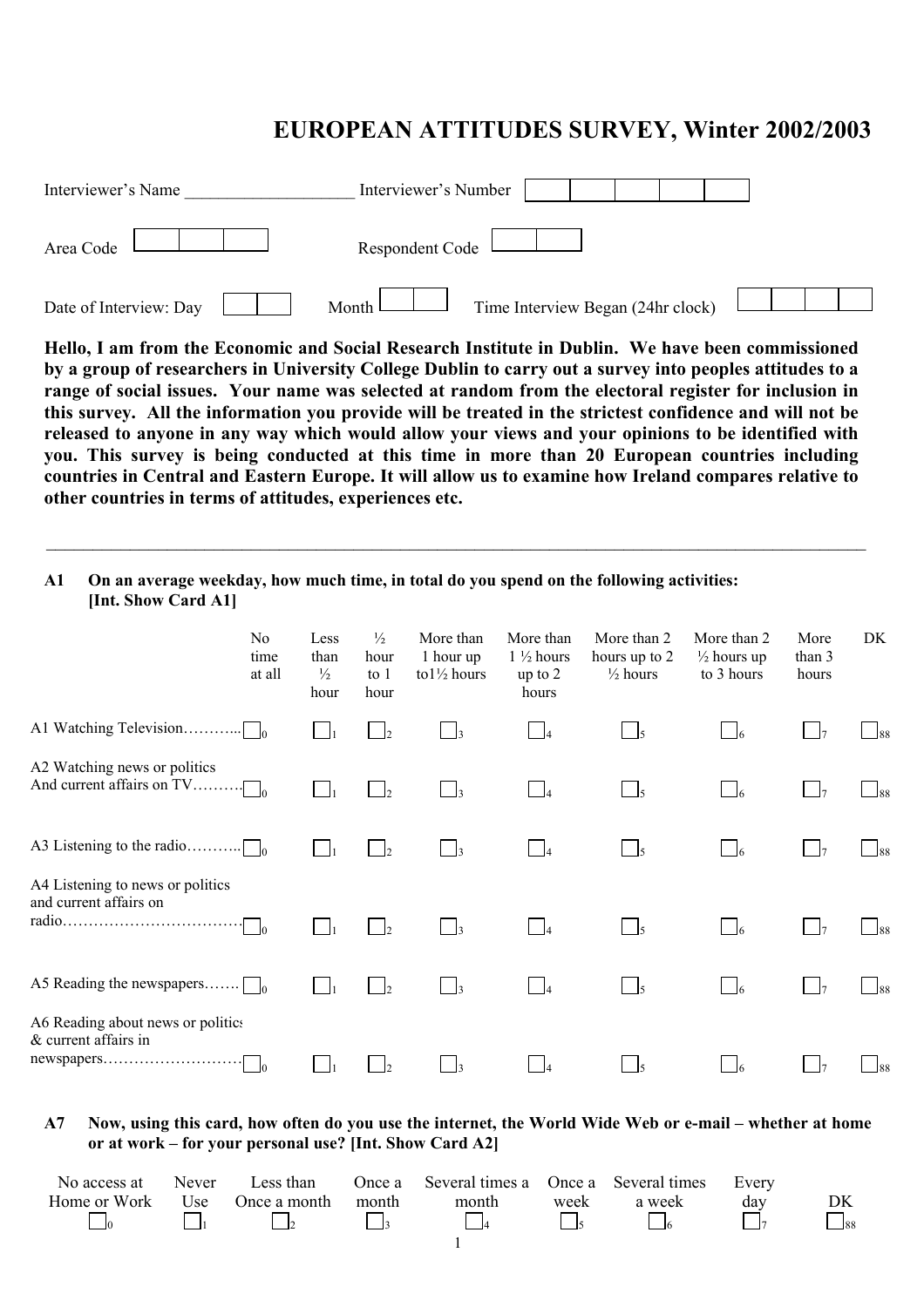# EUROPEAN ATTITUDES SURVEY, Winter 2002/2003

Interviewer's Name ___________________ Interviewer's Number ☐☐☐☐☐

Area Code ☐☐☐ Respondent Code ☐☐

Date of Interview: Day ☐☐ Month ☐☐ Time Interview Began (24hr clock) ☐☐☐☐

**Hello, I am from the Economic and Social Research Institute in Dublin. We have been commissioned by a group of researchers in University College Dublin to carry out a survey into peoples attitudes to a range of social issues. Your name was selected at random from the electoral register for inclusion in this survey. All the information you provide will be treated in the strictest confidence and will not be released to anyone in any way which would allow your views and your opinions to be identified with you. This survey is being conducted at this time in more than 20 European countries including countries in Central and Eastern Europe. It will allow us to examine how Ireland compares relative to other countries in terms of attitudes, experiences etc.**

---

**A1 On an average weekday, how much time, in total do you spend on the following activities: [Int. Show Card A1]**

| | No time at all | Less than ½ hour | ½ hour to 1 hour | More than 1 hour up to1½ hours | More than 1 ½ hours up to 2 hours | More than 2 hours up to 2 ½ hours | More than 2 ½ hours up to 3 hours | More than 3 hours | DK |
|---|---|---|---|---|---|---|---|---|---|
| A1 Watching Television……….. | ☐0 | ☐1 | ☐2 | ☐3 | ☐4 | ☐5 | ☐6 | ☐7 | ☐88 |
| A2 Watching news or politics And current affairs on TV………. | ☐0 | ☐1 | ☐2 | ☐3 | ☐4 | ☐5 | ☐6 | ☐7 | ☐88 |
| A3 Listening to the radio……….. | ☐0 | ☐1 | ☐2 | ☐3 | ☐4 | ☐5 | ☐6 | ☐7 | ☐88 |
| A4 Listening to news or politics and current affairs on radio……………………………… | ☐0 | ☐1 | ☐2 | ☐3 | ☐4 | ☐5 | ☐6 | ☐7 | ☐88 |
| A5 Reading the newspapers……. | ☐0 | ☐1 | ☐2 | ☐3 | ☐4 | ☐5 | ☐6 | ☐7 | ☐88 |
| A6 Reading about news or politics & current affairs in newspapers……………………… | ☐0 | ☐1 | ☐2 | ☐3 | ☐4 | ☐5 | ☐6 | ☐7 | ☐88 |

**A7 Now, using this card, how often do you use the internet, the World Wide Web or e-mail – whether at home or at work – for your personal use? [Int. Show Card A2]**

| No access at Home or Work | Never Use | Less than Once a month | Once a month | Several times a month | Once a week | Several times a week | Every day | DK |
|---|---|---|---|---|---|---|---|---|
| ☐0 | ☐1 | ☐2 | ☐3 | ☐4 | ☐5 | ☐6 | ☐7 | ☐88 |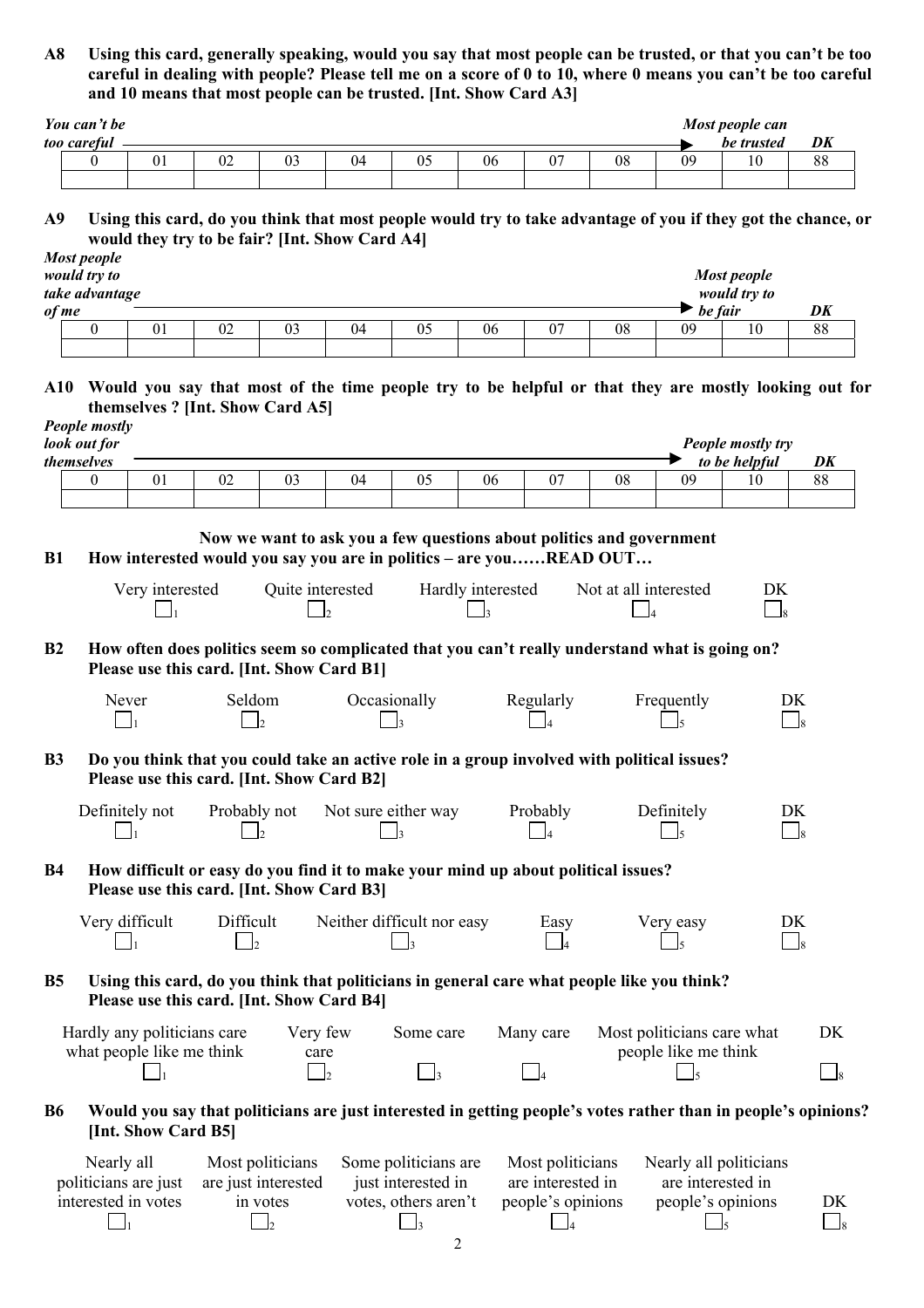**A8 Using this card, generally speaking, would you say that most people can be trusted, or that you can't be too careful in dealing with people? Please tell me on a score of 0 to 10, where 0 means you can't be too careful and 10 means that most people can be trusted. [Int. Show Card A3]**

*You can't be too careful* ——————————————————▶ *Most people can be trusted* | *DK*

| 0 | 01 | 02 | 03 | 04 | 05 | 06 | 07 | 08 | 09 | 10 | 88 |
|---|---|---|---|---|---|---|---|---|---|---|---|
| | | | | | | | | | | | |

**A9 Using this card, do you think that most people would try to take advantage of you if they got the chance, or would they try to be fair? [Int. Show Card A4]**

*Most people would try to take advantage of me* ——————————————————▶ *Most people would try to be fair* | *DK*

| 0 | 01 | 02 | 03 | 04 | 05 | 06 | 07 | 08 | 09 | 10 | 88 |
|---|---|---|---|---|---|---|---|---|---|---|---|
| | | | | | | | | | | | |

**A10 Would you say that most of the time people try to be helpful or that they are mostly looking out for themselves ? [Int. Show Card A5]**

*People mostly look out for themselves* ——————————————————▶ *People mostly try to be helpful* | *DK*

| 0 | 01 | 02 | 03 | 04 | 05 | 06 | 07 | 08 | 09 | 10 | 88 |
|---|---|---|---|---|---|---|---|---|---|---|---|
| | | | | | | | | | | | |

**Now we want to ask you a few questions about politics and government**

**B1 How interested would you say you are in politics – are you……READ OUT…**

| Very interested | Quite interested | Hardly interested | Not at all interested | DK |
|---|---|---|---|---|
| ☐1 | ☐2 | ☐3 | ☐4 | ☐8 |

**B2 How often does politics seem so complicated that you can't really understand what is going on? Please use this card. [Int. Show Card B1]**

| Never | Seldom | Occasionally | Regularly | Frequently | DK |
|---|---|---|---|---|---|
| ☐1 | ☐2 | ☐3 | ☐4 | ☐5 | ☐8 |

**B3 Do you think that you could take an active role in a group involved with political issues? Please use this card. [Int. Show Card B2]**

| Definitely not | Probably not | Not sure either way | Probably | Definitely | DK |
|---|---|---|---|---|---|
| ☐1 | ☐2 | ☐3 | ☐4 | ☐5 | ☐8 |

**B4 How difficult or easy do you find it to make your mind up about political issues? Please use this card. [Int. Show Card B3]**

| Very difficult | Difficult | Neither difficult nor easy | Easy | Very easy | DK |
|---|---|---|---|---|---|
| ☐1 | ☐2 | ☐3 | ☐4 | ☐5 | ☐8 |

**B5 Using this card, do you think that politicians in general care what people like you think? Please use this card. [Int. Show Card B4]**

| Hardly any politicians care what people like me think | Very few care | Some care | Many care | Most politicians care what people like me think | DK |
|---|---|---|---|---|---|
| ☐1 | ☐2 | ☐3 | ☐4 | ☐5 | ☐8 |

**B6 Would you say that politicians are just interested in getting people's votes rather than in people's opinions? [Int. Show Card B5]**

| Nearly all politicians are just interested in votes | Most politicians are just interested in votes | Some politicians are just interested in votes, others aren't | Most politicians are interested in people's opinions | Nearly all politicians are interested in people's opinions | DK |
|---|---|---|---|---|---|
| ☐1 | ☐2 | ☐3 | ☐4 | ☐5 | ☐8 |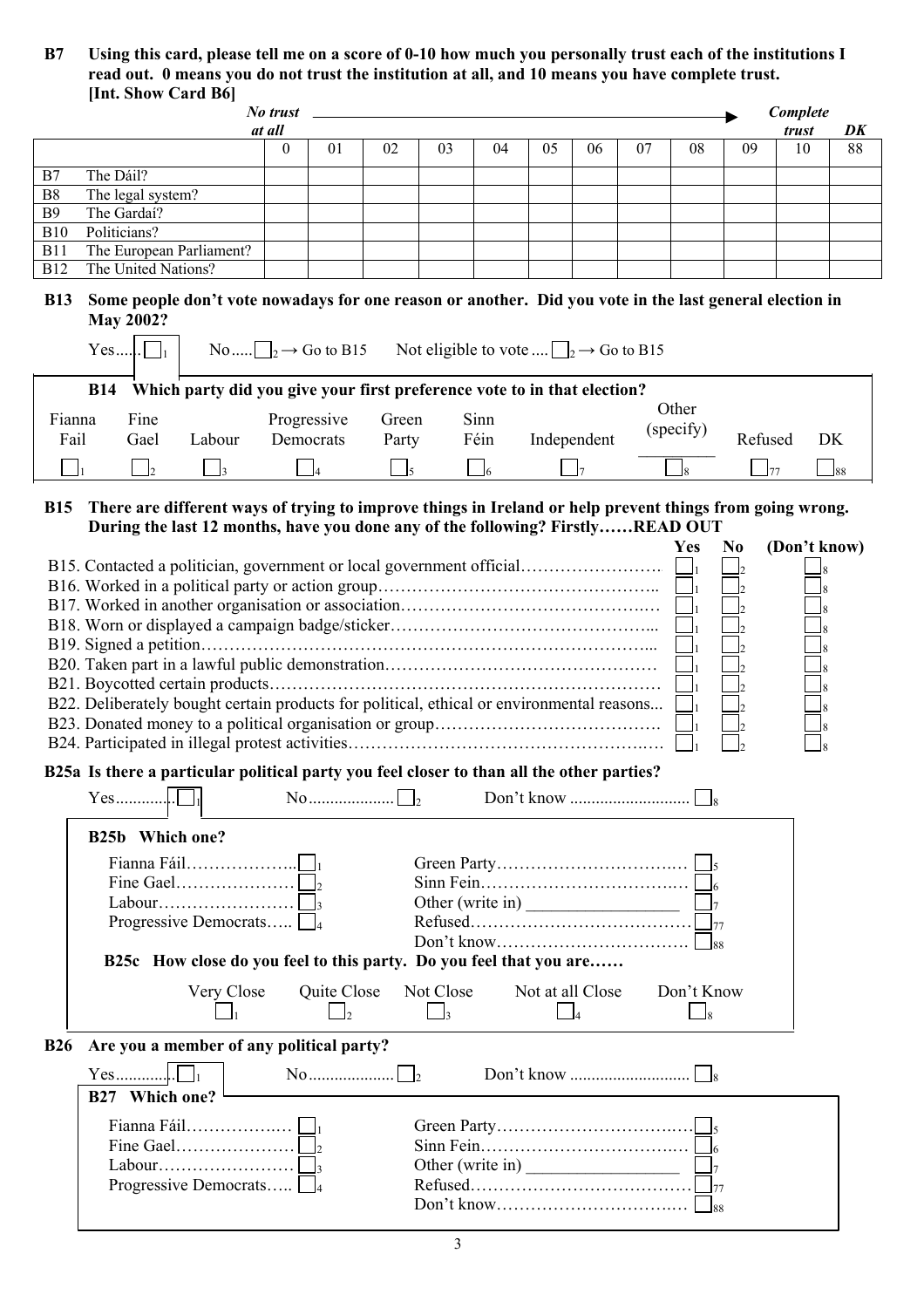**B7 Using this card, please tell me on a score of 0-10 how much you personally trust each of the institutions I read out. 0 means you do not trust the institution at all, and 10 means you have complete trust. [Int. Show Card B6]**

| | | *No trust at all* | | | | | | | | | | *Complete trust* | *DK* |
|---|---|---|---|---|---|---|---|---|---|---|---|---|---|
| | | 0 | 01 | 02 | 03 | 04 | 05 | 06 | 07 | 08 | 09 | 10 | 88 |
| B7 | The Dáil? | | | | | | | | | | | | |
| B8 | The legal system? | | | | | | | | | | | | |
| B9 | The Gardaí? | | | | | | | | | | | | |
| B10 | Politicians? | | | | | | | | | | | | |
| B11 | The European Parliament? | | | | | | | | | | | | |
| B12 | The United Nations? | | | | | | | | | | | | |

**B13 Some people don't vote nowadays for one reason or another. Did you vote in the last general election in May 2002?**

Yes..... ☐1 No..... ☐2 → Go to B15 Not eligible to vote .... ☐2 → Go to B15

**B14 Which party did you give your first preference vote to in that election?**

| Fianna Fail | Fine Gael | Labour | Progressive Democrats | Green Party | Sinn Féin | Independent | Other (specify) ________ | Refused | DK |
|---|---|---|---|---|---|---|---|---|---|
| ☐1 | ☐2 | ☐3 | ☐4 | ☐5 | ☐6 | ☐7 | ☐8 | ☐77 | ☐88 |

**B15 There are different ways of trying to improve things in Ireland or help prevent things from going wrong. During the last 12 months, have you done any of the following? Firstly……READ OUT**

| | Yes | No | (Don't know) |
|---|---|---|---|
| B15. Contacted a politician, government or local government official | ☐1 | ☐2 | ☐8 |
| B16. Worked in a political party or action group | ☐1 | ☐2 | ☐8 |
| B17. Worked in another organisation or association | ☐1 | ☐2 | ☐8 |
| B18. Worn or displayed a campaign badge/sticker | ☐1 | ☐2 | ☐8 |
| B19. Signed a petition | ☐1 | ☐2 | ☐8 |
| B20. Taken part in a lawful public demonstration | ☐1 | ☐2 | ☐8 |
| B21. Boycotted certain products | ☐1 | ☐2 | ☐8 |
| B22. Deliberately bought certain products for political, ethical or environmental reasons... | ☐1 | ☐2 | ☐8 |
| B23. Donated money to a political organisation or group | ☐1 | ☐2 | ☐8 |
| B24. Participated in illegal protest activities | ☐1 | ☐2 | ☐8 |

**B25a Is there a particular political party you feel closer to than all the other parties?**

Yes.............. ☐1 No.................... ☐2 Don't know ............................ ☐8

**B25b Which one?**

- Fianna Fáil………………… ☐1
- Fine Gael………………… ☐2
- Labour…………………… ☐3
- Progressive Democrats….. ☐4
- Green Party…………………………… ☐5
- Sinn Fein……………………………… ☐6
- Other (write in) ________________ ☐7
- Refused………………………………… ☐77
- Don't know…………………………… ☐88

**B25c How close do you feel to this party. Do you feel that you are……**

| Very Close | Quite Close | Not Close | Not at all Close | Don't Know |
|---|---|---|---|---|
| ☐1 | ☐2 | ☐3 | ☐4 | ☐8 |

**B26 Are you a member of any political party?**

Yes.............. ☐1 No.................... ☐2 Don't know ............................ ☐8

**B27 Which one?**

- Fianna Fáil………………… ☐1
- Fine Gael………………… ☐2
- Labour…………………… ☐3
- Progressive Democrats….. ☐4
- Green Party…………………………… ☐5
- Sinn Fein……………………………… ☐6
- Other (write in) ________________ ☐7
- Refused………………………………… ☐77
- Don't know…………………………… ☐88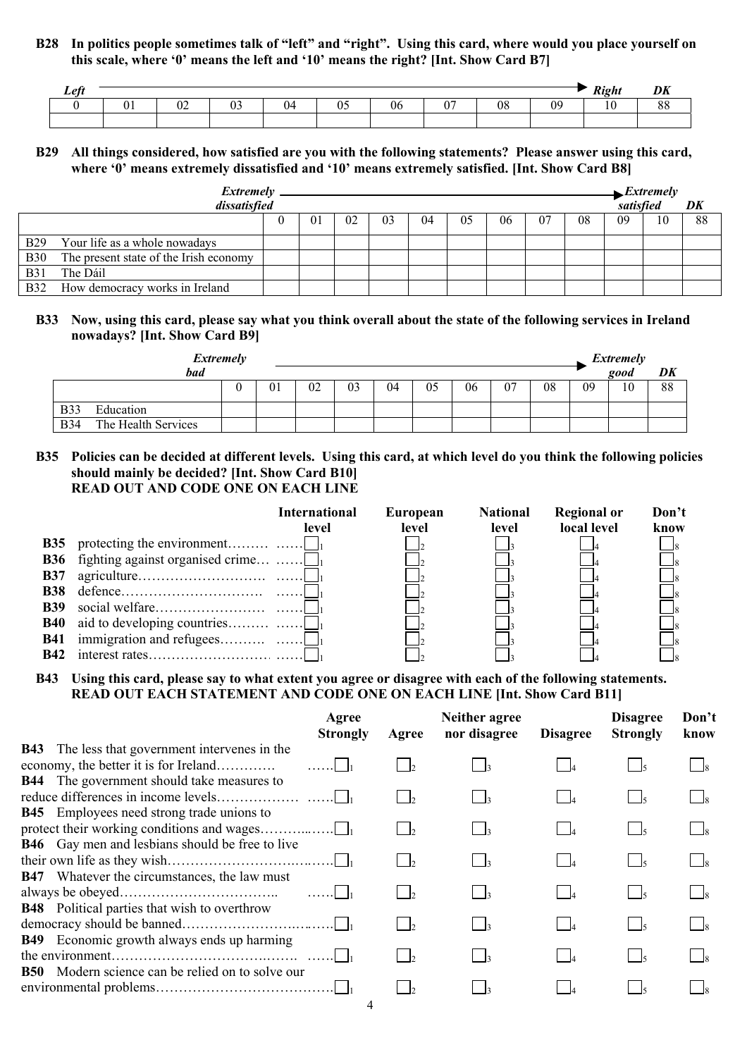**B28 In politics people sometimes talk of "left" and "right". Using this card, where would you place yourself on this scale, where '0' means the left and '10' means the right? [Int. Show Card B7]**

| *Left* | | | | | | | | | | *Right* | *DK* |
|---|---|---|---|---|---|---|---|---|---|---|---|
| 0 | 01 | 02 | 03 | 04 | 05 | 06 | 07 | 08 | 09 | 10 | 88 |
| | | | | | | | | | | | |

**B29 All things considered, how satisfied are you with the following statements? Please answer using this card, where '0' means extremely dissatisfied and '10' means extremely satisfied. [Int. Show Card B8]**

| *Extremely dissatisfied* | | | | | | | | | | | *Extremely satisfied* | *DK* |
|---|---|---|---|---|---|---|---|---|---|---|---|---|
| | 0 | 01 | 02 | 03 | 04 | 05 | 06 | 07 | 08 | 09 | 10 | 88 |
| B29 Your life as a whole nowadays | | | | | | | | | | | | |
| B30 The present state of the Irish economy | | | | | | | | | | | | |
| B31 The Dáil | | | | | | | | | | | | |
| B32 How democracy works in Ireland | | | | | | | | | | | | |

**B33 Now, using this card, please say what you think overall about the state of the following services in Ireland nowadays? [Int. Show Card B9]**

| *Extremely bad* | | | | | | | | | | | *Extremely good* | *DK* |
|---|---|---|---|---|---|---|---|---|---|---|---|---|
| | 0 | 01 | 02 | 03 | 04 | 05 | 06 | 07 | 08 | 09 | 10 | 88 |
| B33 Education | | | | | | | | | | | | |
| B34 The Health Services | | | | | | | | | | | | |

**B35 Policies can be decided at different levels. Using this card, at which level do you think the following policies should mainly be decided? [Int. Show Card B10]**
**READ OUT AND CODE ONE ON EACH LINE**

| | International level | European level | National level | Regional or local level | Don't know |
|---|---|---|---|---|---|
| **B35** protecting the environment | ☐1 | ☐2 | ☐3 | ☐4 | ☐8 |
| **B36** fighting against organised crime | ☐1 | ☐2 | ☐3 | ☐4 | ☐8 |
| **B37** agriculture | ☐1 | ☐2 | ☐3 | ☐4 | ☐8 |
| **B38** defence | ☐1 | ☐2 | ☐3 | ☐4 | ☐8 |
| **B39** social welfare | ☐1 | ☐2 | ☐3 | ☐4 | ☐8 |
| **B40** aid to developing countries | ☐1 | ☐2 | ☐3 | ☐4 | ☐8 |
| **B41** immigration and refugees | ☐1 | ☐2 | ☐3 | ☐4 | ☐8 |
| **B42** interest rates | ☐1 | ☐2 | ☐3 | ☐4 | ☐8 |

**B43 Using this card, please say to what extent you agree or disagree with each of the following statements. READ OUT EACH STATEMENT AND CODE ONE ON EACH LINE [Int. Show Card B11]**

| | Agree Strongly | Agree | Neither agree nor disagree | Disagree | Disagree Strongly | Don't know |
|---|---|---|---|---|---|---|
| **B43** The less that government intervenes in the economy, the better it is for Ireland | ☐1 | ☐2 | ☐3 | ☐4 | ☐5 | ☐8 |
| **B44** The government should take measures to reduce differences in income levels | ☐1 | ☐2 | ☐3 | ☐4 | ☐5 | ☐8 |
| **B45** Employees need strong trade unions to protect their working conditions and wages | ☐1 | ☐2 | ☐3 | ☐4 | ☐5 | ☐8 |
| **B46** Gay men and lesbians should be free to live their own life as they wish | ☐1 | ☐2 | ☐3 | ☐4 | ☐5 | ☐8 |
| **B47** Whatever the circumstances, the law must always be obeyed | ☐1 | ☐2 | ☐3 | ☐4 | ☐5 | ☐8 |
| **B48** Political parties that wish to overthrow democracy should be banned | ☐1 | ☐2 | ☐3 | ☐4 | ☐5 | ☐8 |
| **B49** Economic growth always ends up harming the environment | ☐1 | ☐2 | ☐3 | ☐4 | ☐5 | ☐8 |
| **B50** Modern science can be relied on to solve our environmental problems | ☐1 | ☐2 | ☐3 | ☐4 | ☐5 | ☐8 |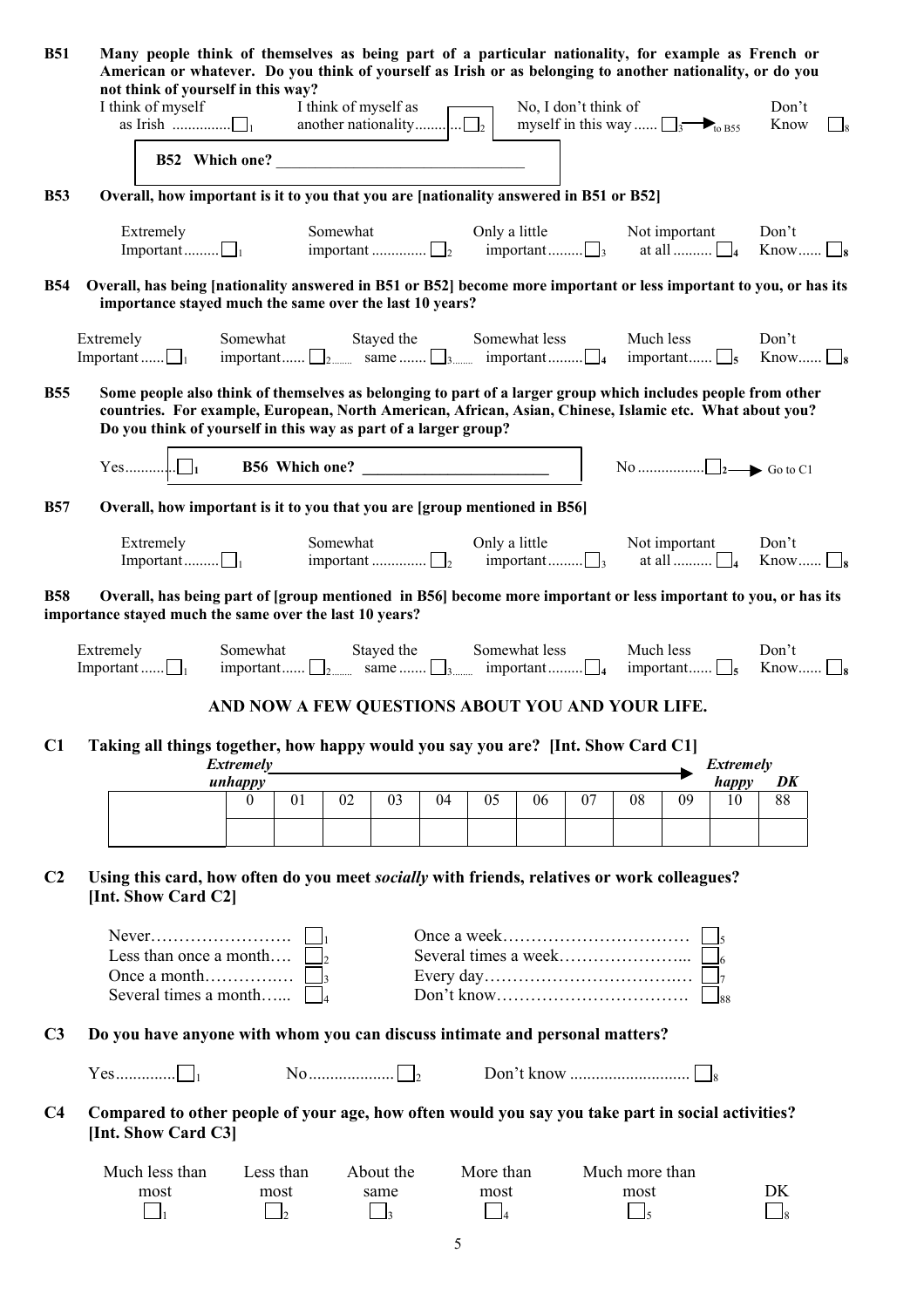**B51 Many people think of themselves as being part of a particular nationality, for example as French or American or whatever. Do you think of yourself as Irish or as belonging to another nationality, or do you not think of yourself in this way?**

I think of myself as Irish ............... ☐1 | I think of myself as another nationality............ ☐2 | No, I don't think of myself in this way ...... ☐3 → to B55 | Don't Know ☐8

**B52 Which one?** ________________________________

**B53 Overall, how important is it to you that you are [nationality answered in B51 or B52]**

Extremely Important......... ☐1 | Somewhat important .............. ☐2 | Only a little important......... ☐3 | Not important at all .......... ☐4 | Don't Know...... ☐8

**B54 Overall, has being [nationality answered in B51 or B52] become more important or less important to you, or has its importance stayed much the same over the last 10 years?**

Extremely Important ...... ☐1 | Somewhat important...... ☐2 | Stayed the same ....... ☐3 | Somewhat less important......... ☐4 | Much less important...... ☐5 | Don't Know...... ☐8

**B55 Some people also think of themselves as belonging to part of a larger group which includes people from other countries. For example, European, North American, African, Asian, Chinese, Islamic etc. What about you? Do you think of yourself in this way as part of a larger group?**

Yes............. ☐1 | **B56 Which one?** ________________________ | No ................ ☐2 → Go to C1

**B57 Overall, how important is it to you that you are [group mentioned in B56]**

Extremely Important......... ☐1 | Somewhat important .............. ☐2 | Only a little important......... ☐3 | Not important at all .......... ☐4 | Don't Know...... ☐8

**B58 Overall, has being part of [group mentioned in B56] become more important or less important to you, or has its importance stayed much the same over the last 10 years?**

Extremely Important ...... ☐1 | Somewhat important...... ☐2 | Stayed the same ....... ☐3 | Somewhat less important......... ☐4 | Much less important...... ☐5 | Don't Know...... ☐8

## AND NOW A FEW QUESTIONS ABOUT YOU AND YOUR LIFE.

**C1 Taking all things together, how happy would you say you are? [Int. Show Card C1]**

*Extremely unhappy* → *Extremely happy*

| | 0 | 01 | 02 | 03 | 04 | 05 | 06 | 07 | 08 | 09 | 10 | 88 (DK) |
|---|---|---|---|---|---|---|---|---|---|---|---|---|
| | | | | | | | | | | | | |

**C2 Using this card, how often do you meet *socially* with friends, relatives or work colleagues? [Int. Show Card C2]**

| | | | |
|---|---|---|---|
| Never........................ | ☐1 | Once a week............................... | ☐5 |
| Less than once a month.... | ☐2 | Several times a week..................... | ☐6 |
| Once a month............... | ☐3 | Every day.................................. | ☐7 |
| Several times a month...... | ☐4 | Don't know................................ | ☐88 |

**C3 Do you have anyone with whom you can discuss intimate and personal matters?**

Yes............. ☐1 | No.................... ☐2 | Don't know ........................... ☐8

**C4 Compared to other people of your age, how often would you say you take part in social activities? [Int. Show Card C3]**

| Much less than most | Less than most | About the same | More than most | Much more than most | DK |
|---|---|---|---|---|---|
| ☐1 | ☐2 | ☐3 | ☐4 | ☐5 | ☐8 |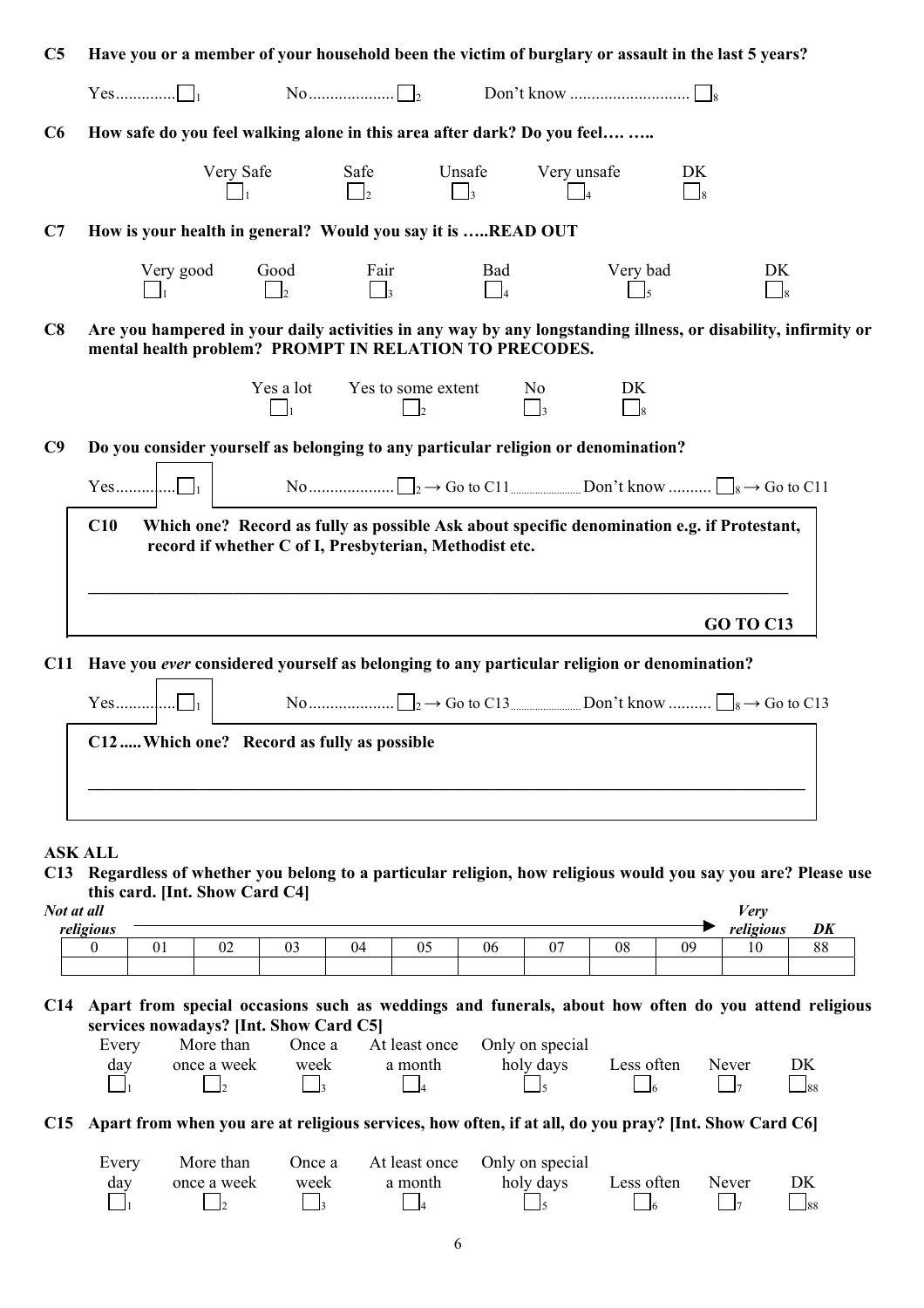**C5 Have you or a member of your household been the victim of burglary or assault in the last 5 years?**

Yes..............☐1 No....................☐2 Don't know ............................☐8

**C6 How safe do you feel walking alone in this area after dark? Do you feel…. …..**

| Very Safe | Safe | Unsafe | Very unsafe | DK |
|---|---|---|---|---|
| ☐1 | ☐2 | ☐3 | ☐4 | ☐8 |

**C7 How is your health in general? Would you say it is …..READ OUT**

| Very good | Good | Fair | Bad | Very bad | DK |
|---|---|---|---|---|---|
| ☐1 | ☐2 | ☐3 | ☐4 | ☐5 | ☐8 |

**C8 Are you hampered in your daily activities in any way by any longstanding illness, or disability, infirmity or mental health problem? PROMPT IN RELATION TO PRECODES.**

| Yes a lot | Yes to some extent | No | DK |
|---|---|---|---|
| ☐1 | ☐2 | ☐3 | ☐8 |

**C9 Do you consider yourself as belonging to any particular religion or denomination?**

Yes..............☐1 No....................☐2 → Go to C11 Don't know ..........☐8 → Go to C11

**C10 Which one? Record as fully as possible Ask about specific denomination e.g. if Protestant, record if whether C of I, Presbyterian, Methodist etc.**

\_\_\_\_\_\_\_\_\_\_\_\_\_\_\_\_\_\_\_\_\_\_\_\_\_\_\_\_\_\_\_\_\_\_\_\_\_\_\_\_\_\_\_\_\_\_\_\_\_\_\_\_\_\_\_\_\_\_\_\_

**GO TO C13**

**C11 Have you *ever* considered yourself as belonging to any particular religion or denomination?**

Yes..............☐1 No....................☐2 → Go to C13 Don't know ..........☐8 → Go to C13

**C12 ..... Which one? Record as fully as possible**

\_\_\_\_\_\_\_\_\_\_\_\_\_\_\_\_\_\_\_\_\_\_\_\_\_\_\_\_\_\_\_\_\_\_\_\_\_\_\_\_\_\_\_\_\_\_\_\_\_\_\_\_\_\_\_\_\_\_\_\_

**ASK ALL**

**C13 Regardless of whether you belong to a particular religion, how religious would you say you are? Please use this card. [Int. Show Card C4]**

| *Not at all religious* | | | | | | | | | | *Very religious* | *DK* |
|---|---|---|---|---|---|---|---|---|---|---|---|
| 0 | 01 | 02 | 03 | 04 | 05 | 06 | 07 | 08 | 09 | 10 | 88 |
| | | | | | | | | | | | |

**C14 Apart from special occasions such as weddings and funerals, about how often do you attend religious services nowadays? [Int. Show Card C5]**

| Every day | More than once a week | Once a week | At least once a month | Only on special holy days | Less often | Never | DK |
|---|---|---|---|---|---|---|---|
| ☐1 | ☐2 | ☐3 | ☐4 | ☐5 | ☐6 | ☐7 | ☐88 |

**C15 Apart from when you are at religious services, how often, if at all, do you pray? [Int. Show Card C6]**

| Every day | More than once a week | Once a week | At least once a month | Only on special holy days | Less often | Never | DK |
|---|---|---|---|---|---|---|---|
| ☐1 | ☐2 | ☐3 | ☐4 | ☐5 | ☐6 | ☐7 | ☐88 |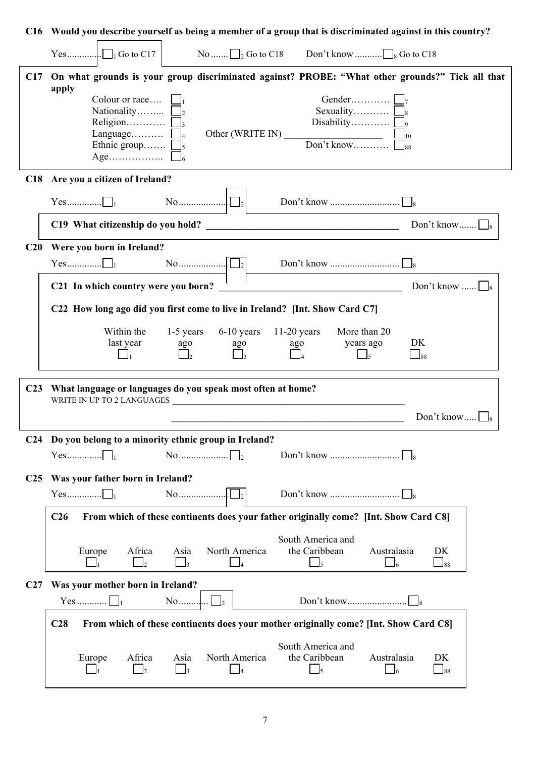**C16 Would you describe yourself as being a member of a group that is discriminated against in this country?**

Yes............. ☐1 Go to C17 No....... ☐2 Go to C18 Don't know........... ☐8 Go to C18

**C17 On what grounds is your group discriminated against? PROBE: "What other grounds?" Tick all that apply**

- Colour or race.... ☐1
- Nationality........ ☐2
- Religion............ ☐3
- Language.......... ☐4
- Ethnic group....... ☐5
- Age................. ☐6
- Gender............ ☐7
- Sexuality.......... ☐8
- Disability........... ☐9
- Other (WRITE IN) ____________________ ☐10
- Don't know........... ☐88

**C18 Are you a citizen of Ireland?**

Yes............. ☐1 No.................. ☐2 Don't know ........................... ☐8

**C19 What citizenship do you hold?** ________________________________________ Don't know....... ☐8

**C20 Were you born in Ireland?**

Yes............. ☐1 No.................. ☐2 Don't know ........................... ☐8

**C21 In which country were you born?** ________________________________________ Don't know ...... ☐8

**C22 How long ago did you first come to live in Ireland? [Int. Show Card C7]**

| Within the last year | 1-5 years ago | 6-10 years ago | 11-20 years ago | More than 20 years ago | DK |
|---|---|---|---|---|---|
| ☐1 | ☐2 | ☐3 | ☐4 | ☐5 | ☐88 |

**C23 What language or languages do you speak most often at home?**

WRITE IN UP TO 2 LANGUAGES ________________________________________

________________________________________ Don't know..... ☐8

**C24 Do you belong to a minority ethnic group in Ireland?**

Yes............. ☐1 No.................. ☐2 Don't know ........................... ☐8

**C25 Was your father born in Ireland?**

Yes............. ☐1 No.................. ☐2 Don't know ........................... ☐8

**C26 From which of these continents does your father originally come? [Int. Show Card C8]**

| Europe | Africa | Asia | North America | South America and the Caribbean | Australasia | DK |
|---|---|---|---|---|---|---|
| ☐1 | ☐2 | ☐3 | ☐4 | ☐5 | ☐6 | ☐88 |

**C27 Was your mother born in Ireland?**

Yes ........... ☐1 No........... ☐2 Don't know........................ ☐8

**C28 From which of these continents does your mother originally come? [Int. Show Card C8]**

| Europe | Africa | Asia | North America | South America and the Caribbean | Australasia | DK |
|---|---|---|---|---|---|---|
| ☐1 | ☐2 | ☐3 | ☐4 | ☐5 | ☐6 | ☐88 |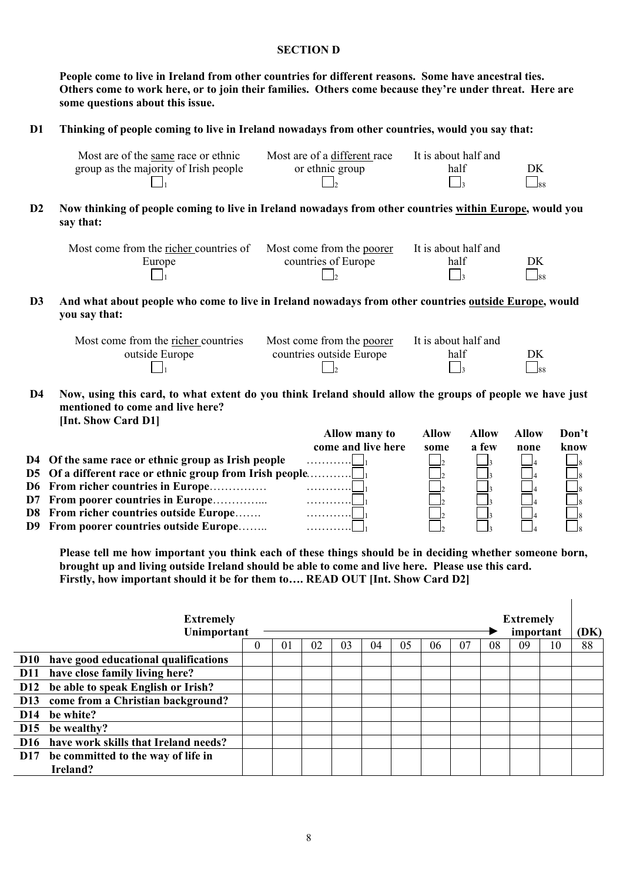## SECTION D

**People come to live in Ireland from other countries for different reasons. Some have ancestral ties. Others come to work here, or to join their families. Others come because they're under threat. Here are some questions about this issue.**

**D1 Thinking of people coming to live in Ireland nowadays from other countries, would you say that:**

| Most are of the same race or ethnic group as the majority of Irish people | Most are of a different race or ethnic group | It is about half and half | DK |
|---|---|---|---|
| ☐1 | ☐2 | ☐3 | ☐88 |

**D2 Now thinking of people coming to live in Ireland nowadays from other countries within Europe, would you say that:**

| Most come from the richer countries of Europe | Most come from the poorer countries of Europe | It is about half and half | DK |
|---|---|---|---|
| ☐1 | ☐2 | ☐3 | ☐88 |

**D3 And what about people who come to live in Ireland nowadays from other countries outside Europe, would you say that:**

| Most come from the richer countries outside Europe | Most come from the poorer countries outside Europe | It is about half and half | DK |
|---|---|---|---|
| ☐1 | ☐2 | ☐3 | ☐88 |

**D4 Now, using this card, to what extent do you think Ireland should allow the groups of people we have just mentioned to come and live here?**
**[Int. Show Card D1]**

| | | Allow many to come and live here | Allow some | Allow a few | Allow none | Don't know |
|---|---|---|---|---|---|---|
| **D4** | **Of the same race or ethnic group as Irish people** | ☐1 | ☐2 | ☐3 | ☐4 | ☐8 |
| **D5** | **Of a different race or ethnic group from Irish people** | ☐1 | ☐2 | ☐3 | ☐4 | ☐8 |
| **D6** | **From richer countries in Europe** | ☐1 | ☐2 | ☐3 | ☐4 | ☐8 |
| **D7** | **From poorer countries in Europe** | ☐1 | ☐2 | ☐3 | ☐4 | ☐8 |
| **D8** | **From richer countries outside Europe** | ☐1 | ☐2 | ☐3 | ☐4 | ☐8 |
| **D9** | **From poorer countries outside Europe** | ☐1 | ☐2 | ☐3 | ☐4 | ☐8 |

**Please tell me how important you think each of these things should be in deciding whether someone born, brought up and living outside Ireland should be able to come and live here. Please use this card. Firstly, how important should it be for them to…. READ OUT [Int. Show Card D2]**

| | **Extremely Unimportant** | | | | | | | | | **Extremely important** | | **(DK)** |
|---|---|---|---|---|---|---|---|---|---|---|---|---|
| | 0 | 01 | 02 | 03 | 04 | 05 | 06 | 07 | 08 | 09 | 10 | 88 |
| **D10 have good educational qualifications** | | | | | | | | | | | | |
| **D11 have close family living here?** | | | | | | | | | | | | |
| **D12 be able to speak English or Irish?** | | | | | | | | | | | | |
| **D13 come from a Christian background?** | | | | | | | | | | | | |
| **D14 be white?** | | | | | | | | | | | | |
| **D15 be wealthy?** | | | | | | | | | | | | |
| **D16 have work skills that Ireland needs?** | | | | | | | | | | | | |
| **D17 be committed to the way of life in Ireland?** | | | | | | | | | | | | |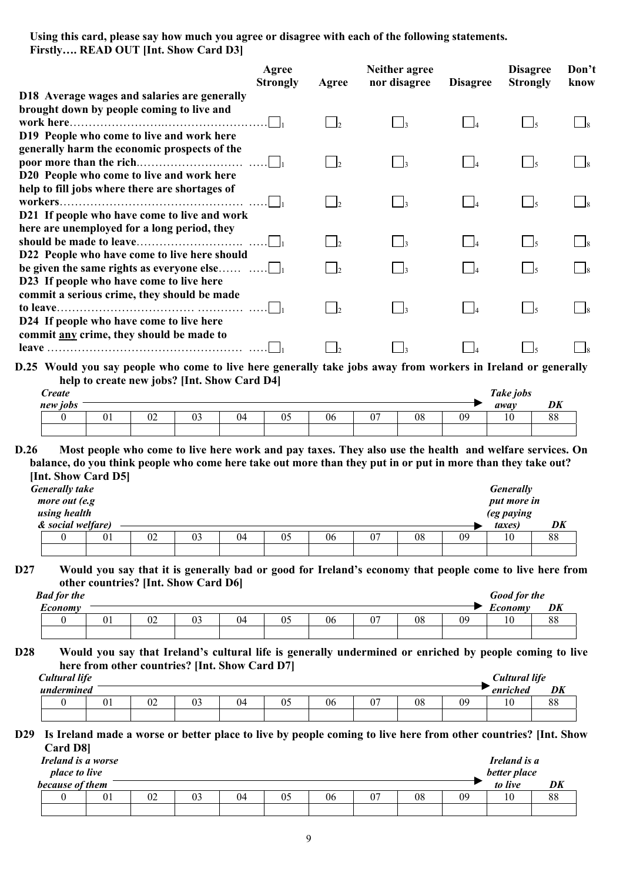**Using this card, please say how much you agree or disagree with each of the following statements. Firstly…. READ OUT [Int. Show Card D3]**

| | Agree Strongly | Agree | Neither agree nor disagree | Disagree | Disagree Strongly | Don't know |
|---|---|---|---|---|---|---|
| **D18 Average wages and salaries are generally brought down by people coming to live and work here**…… | ☐1 | ☐2 | ☐3 | ☐4 | ☐5 | ☐8 |
| **D19 People who come to live and work here generally harm the economic prospects of the poor more than the rich**…… | ☐1 | ☐2 | ☐3 | ☐4 | ☐5 | ☐8 |
| **D20 People who come to live and work here help to fill jobs where there are shortages of workers**…… | ☐1 | ☐2 | ☐3 | ☐4 | ☐5 | ☐8 |
| **D21 If people who have come to live and work here are unemployed for a long period, they should be made to leave**…… | ☐1 | ☐2 | ☐3 | ☐4 | ☐5 | ☐8 |
| **D22 People who have come to live here should be given the same rights as everyone else**…… | ☐1 | ☐2 | ☐3 | ☐4 | ☐5 | ☐8 |
| **D23 If people who have come to live here commit a serious crime, they should be made to leave**…… | ☐1 | ☐2 | ☐3 | ☐4 | ☐5 | ☐8 |
| **D24 If people who have come to live here commit <u>any</u> crime, they should be made to leave**…… | ☐1 | ☐2 | ☐3 | ☐4 | ☐5 | ☐8 |

**D.25 Would you say people who come to live here generally take jobs away from workers in Ireland or generally help to create new jobs? [Int. Show Card D4]**

| *Create new jobs* | | | | | | | | | | *Take jobs away* | *DK* |
|---|---|---|---|---|---|---|---|---|---|---|---|
| 0 | 01 | 02 | 03 | 04 | 05 | 06 | 07 | 08 | 09 | 10 | 88 |
| | | | | | | | | | | | |

**D.26 Most people who come to live here work and pay taxes. They also use the health and welfare services. On balance, do you think people who come here take out more than they put in or put in more than they take out? [Int. Show Card D5]**

| *Generally take more out (e.g using health & social welfare)* | | | | | | | | | | *Generally put more in (eg paying taxes)* | *DK* |
|---|---|---|---|---|---|---|---|---|---|---|---|
| 0 | 01 | 02 | 03 | 04 | 05 | 06 | 07 | 08 | 09 | 10 | 88 |
| | | | | | | | | | | | |

**D27 Would you say that it is generally bad or good for Ireland's economy that people come to live here from other countries? [Int. Show Card D6]**

| *Bad for the Economy* | | | | | | | | | | *Good for the Economy* | *DK* |
|---|---|---|---|---|---|---|---|---|---|---|---|
| 0 | 01 | 02 | 03 | 04 | 05 | 06 | 07 | 08 | 09 | 10 | 88 |
| | | | | | | | | | | | |

**D28 Would you say that Ireland's cultural life is generally undermined or enriched by people coming to live here from other countries? [Int. Show Card D7]**

| *Cultural life undermined* | | | | | | | | | | *Cultural life enriched* | *DK* |
|---|---|---|---|---|---|---|---|---|---|---|---|
| 0 | 01 | 02 | 03 | 04 | 05 | 06 | 07 | 08 | 09 | 10 | 88 |
| | | | | | | | | | | | |

**D29 Is Ireland made a worse or better place to live by people coming to live here from other countries? [Int. Show Card D8]**

| *Ireland is a worse place to live because of them* | | | | | | | | | | *Ireland is a better place to live* | *DK* |
|---|---|---|---|---|---|---|---|---|---|---|---|
| 0 | 01 | 02 | 03 | 04 | 05 | 06 | 07 | 08 | 09 | 10 | 88 |
| | | | | | | | | | | | |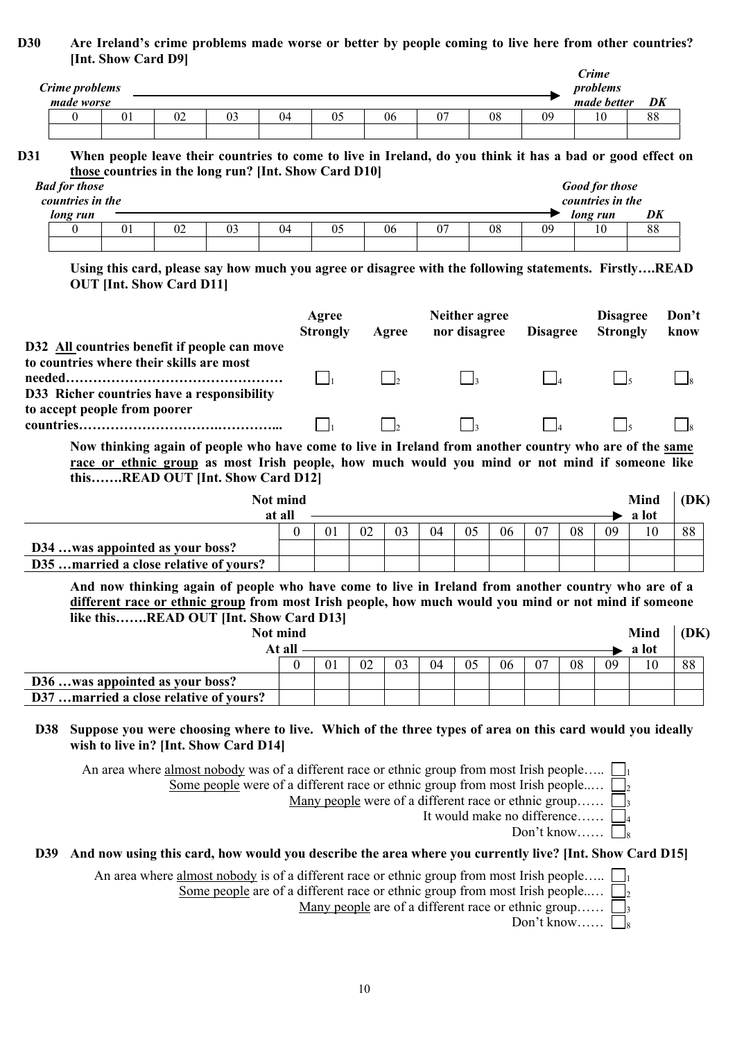**D30 Are Ireland's crime problems made worse or better by people coming to live here from other countries? [Int. Show Card D9]**

| *Crime problems made worse* | | | | | | | | | | *Crime problems made better* | *DK* |
|---|---|---|---|---|---|---|---|---|---|---|---|
| 0 | 01 | 02 | 03 | 04 | 05 | 06 | 07 | 08 | 09 | 10 | 88 |
| | | | | | | | | | | | |

**D31 When people leave their countries to come to live in Ireland, do you think it has a bad or good effect on <u>those</u> countries in the long run? [Int. Show Card D10]**

| *Bad for those countries in the long run* | | | | | | | | | | *Good for those countries in the long run* | *DK* |
|---|---|---|---|---|---|---|---|---|---|---|---|
| 0 | 01 | 02 | 03 | 04 | 05 | 06 | 07 | 08 | 09 | 10 | 88 |
| | | | | | | | | | | | |

**Using this card, please say how much you agree or disagree with the following statements. Firstly….READ OUT [Int. Show Card D11]**

| | Agree Strongly | Agree | Neither agree nor disagree | Disagree | Disagree Strongly | Don't know |
|---|---|---|---|---|---|---|
| **D32 <u>All</u> countries benefit if people can move to countries where their skills are most needed…………………………………………** | ☐1 | ☐2 | ☐3 | ☐4 | ☐5 | ☐8 |
| **D33 Richer countries have a responsibility to accept people from poorer countries……………………….…………...** | ☐1 | ☐2 | ☐3 | ☐4 | ☐5 | ☐8 |

**Now thinking again of people who have come to live in Ireland from another country who are of the <u>same race or ethnic group</u> as most Irish people, how much would you mind or not mind if someone like this…….READ OUT [Int. Show Card D12]**

| | Not mind at all | | | | | | | | | | Mind a lot | (DK) |
|---|---|---|---|---|---|---|---|---|---|---|---|---|
| | 0 | 01 | 02 | 03 | 04 | 05 | 06 | 07 | 08 | 09 | 10 | 88 |
| **D34 …was appointed as your boss?** | | | | | | | | | | | | |
| **D35 …married a close relative of yours?** | | | | | | | | | | | | |

**And now thinking again of people who have come to live in Ireland from another country who are of a <u>different race or ethnic group</u> from most Irish people, how much would you mind or not mind if someone like this…….READ OUT [Int. Show Card D13]**

| | Not mind At all | | | | | | | | | | Mind a lot | (DK) |
|---|---|---|---|---|---|---|---|---|---|---|---|---|
| | 0 | 01 | 02 | 03 | 04 | 05 | 06 | 07 | 08 | 09 | 10 | 88 |
| **D36 …was appointed as your boss?** | | | | | | | | | | | | |
| **D37 …married a close relative of yours?** | | | | | | | | | | | | |

**D38 Suppose you were choosing where to live. Which of the three types of area on this card would you ideally wish to live in? [Int. Show Card D14]**

- An area where <u>almost nobody</u> was of a different race or ethnic group from most Irish people….. ☐1
- <u>Some people</u> were of a different race or ethnic group from most Irish people..… ☐2
- <u>Many people</u> were of a different race or ethnic group…… ☐3
- It would make no difference…… ☐4
- Don't know…… ☐8

**D39 And now using this card, how would you describe the area where you currently live? [Int. Show Card D15]**

- An area where <u>almost nobody</u> is of a different race or ethnic group from most Irish people….. ☐1
- <u>Some people</u> are of a different race or ethnic group from most Irish people..… ☐2
- <u>Many people</u> are of a different race or ethnic group…… ☐3
- Don't know…… ☐8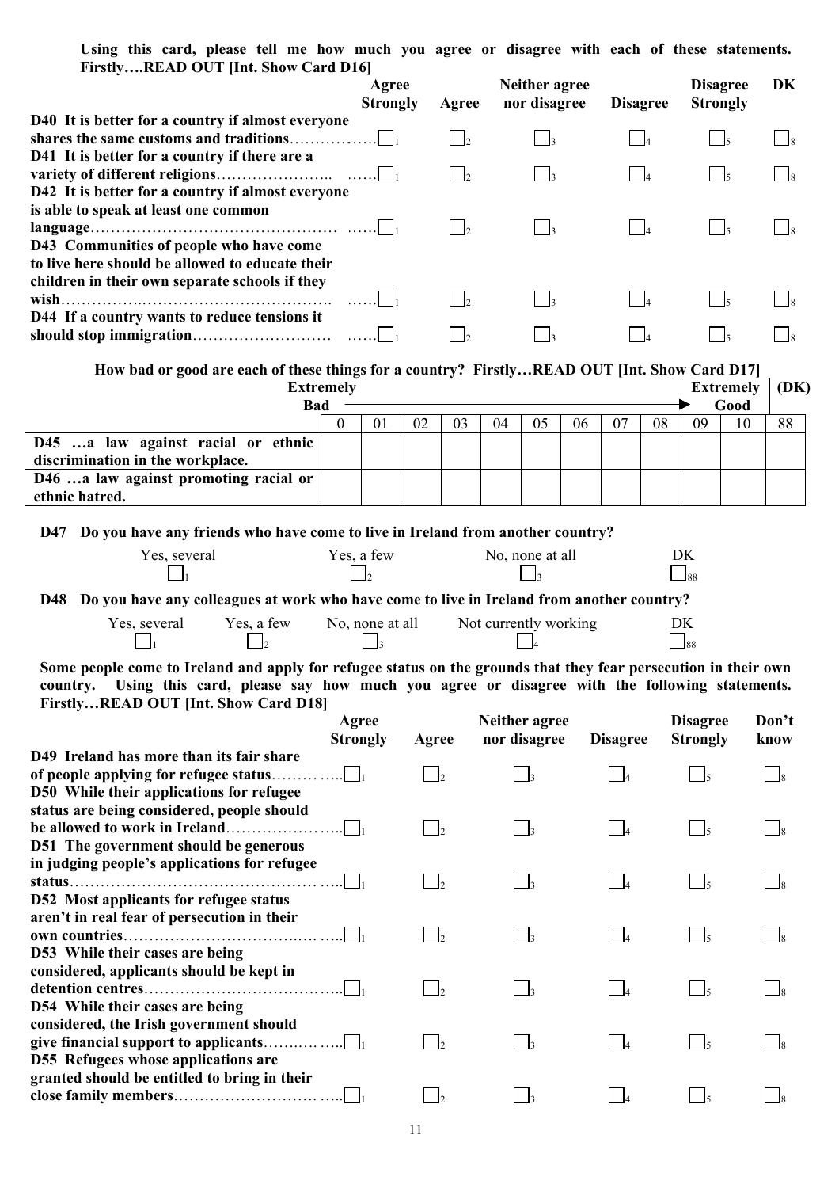**Using this card, please tell me how much you agree or disagree with each of these statements. Firstly….READ OUT [Int. Show Card D16]**

| | Agree Strongly | Agree | Neither agree nor disagree | Disagree | Disagree Strongly | DK |
|---|---|---|---|---|---|---|
| **D40 It is better for a country if almost everyone shares the same customs and traditions** | ☐1 | ☐2 | ☐3 | ☐4 | ☐5 | ☐8 |
| **D41 It is better for a country if there are a variety of different religions** | ☐1 | ☐2 | ☐3 | ☐4 | ☐5 | ☐8 |
| **D42 It is better for a country if almost everyone is able to speak at least one common language** | ☐1 | ☐2 | ☐3 | ☐4 | ☐5 | ☐8 |
| **D43 Communities of people who have come to live here should be allowed to educate their children in their own separate schools if they wish** | ☐1 | ☐2 | ☐3 | ☐4 | ☐5 | ☐8 |
| **D44 If a country wants to reduce tensions it should stop immigration** | ☐1 | ☐2 | ☐3 | ☐4 | ☐5 | ☐8 |

**How bad or good are each of these things for a country? Firstly…READ OUT [Int. Show Card D17]**

| | Extremely Bad 0 | 01 | 02 | 03 | 04 | 05 | 06 | 07 | 08 | 09 | Extremely Good 10 | (DK) 88 |
|---|---|---|---|---|---|---|---|---|---|---|---|---|
| **D45 …a law against racial or ethnic discrimination in the workplace.** | | | | | | | | | | | | |
| **D46 …a law against promoting racial or ethnic hatred.** | | | | | | | | | | | | |

**D47 Do you have any friends who have come to live in Ireland from another country?**

| Yes, several | Yes, a few | No, none at all | DK |
|---|---|---|---|
| ☐1 | ☐2 | ☐3 | ☐88 |

**D48 Do you have any colleagues at work who have come to live in Ireland from another country?**

| Yes, several | Yes, a few | No, none at all | Not currently working | DK |
|---|---|---|---|---|
| ☐1 | ☐2 | ☐3 | ☐4 | ☐88 |

**Some people come to Ireland and apply for refugee status on the grounds that they fear persecution in their own country. Using this card, please say how much you agree or disagree with the following statements. Firstly…READ OUT [Int. Show Card D18]**

| | Agree Strongly | Agree | Neither agree nor disagree | Disagree | Disagree Strongly | Don't know |
|---|---|---|---|---|---|---|
| **D49 Ireland has more than its fair share of people applying for refugee status** | ☐1 | ☐2 | ☐3 | ☐4 | ☐5 | ☐8 |
| **D50 While their applications for refugee status are being considered, people should be allowed to work in Ireland** | ☐1 | ☐2 | ☐3 | ☐4 | ☐5 | ☐8 |
| **D51 The government should be generous in judging people's applications for refugee status** | ☐1 | ☐2 | ☐3 | ☐4 | ☐5 | ☐8 |
| **D52 Most applicants for refugee status aren't in real fear of persecution in their own countries** | ☐1 | ☐2 | ☐3 | ☐4 | ☐5 | ☐8 |
| **D53 While their cases are being considered, applicants should be kept in detention centres** | ☐1 | ☐2 | ☐3 | ☐4 | ☐5 | ☐8 |
| **D54 While their cases are being considered, the Irish government should give financial support to applicants** | ☐1 | ☐2 | ☐3 | ☐4 | ☐5 | ☐8 |
| **D55 Refugees whose applications are granted should be entitled to bring in their close family members** | ☐1 | ☐2 | ☐3 | ☐4 | ☐5 | ☐8 |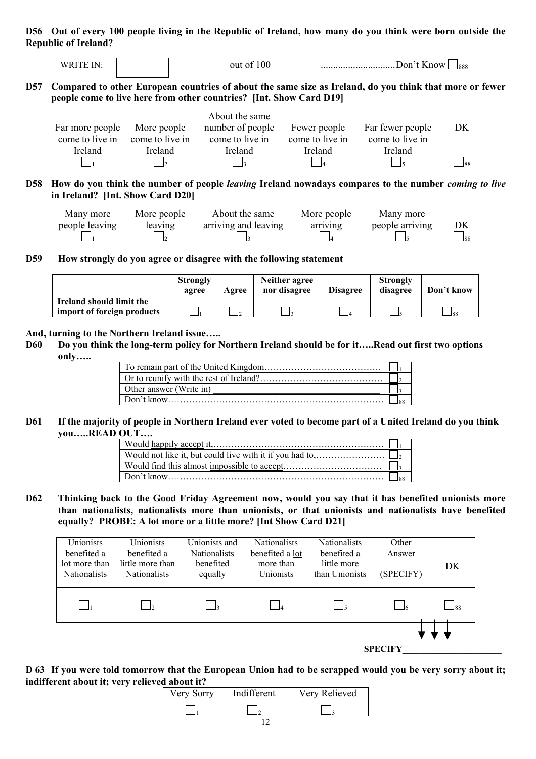**D56 Out of every 100 people living in the Republic of Ireland, how many do you think were born outside the Republic of Ireland?**

WRITE IN: ☐☐ out of 100 ..............................Don't Know ☐888

**D57 Compared to other European countries of about the same size as Ireland, do you think that more or fewer people come to live here from other countries? [Int. Show Card D19]**

| Far more people come to live in Ireland | More people come to live in Ireland | About the same number of people come to live in Ireland | Fewer people come to live in Ireland | Far fewer people come to live in Ireland | DK |
|---|---|---|---|---|---|
| ☐1 | ☐2 | ☐3 | ☐4 | ☐5 | ☐88 |

**D58 How do you think the number of people *leaving* Ireland nowadays compares to the number *coming to live* in Ireland? [Int. Show Card D20]**

| Many more people leaving | More people leaving | About the same arriving and leaving | More people arriving | Many more people arriving | DK |
|---|---|---|---|---|---|
| ☐1 | ☐2 | ☐3 | ☐4 | ☐5 | ☐88 |

**D59 How strongly do you agree or disagree with the following statement**

| | Strongly agree | Agree | Neither agree nor disagree | Disagree | Strongly disagree | Don't know |
|---|---|---|---|---|---|---|
| **Ireland should limit the import of foreign products** | ☐1 | ☐2 | ☐3 | ☐4 | ☐5 | ☐88 |

**And, turning to the Northern Ireland issue…..**

**D60 Do you think the long-term policy for Northern Ireland should be for it…..Read out first two options only…..**

| | |
|---|---|
| To remain part of the United Kingdom………………………………… | ☐1 |
| Or to reunify with the rest of Ireland?…………………………………… | ☐2 |
| Other answer (Write in) ___________________________________ | ☐3 |
| Don't know……………………………………………………………… | ☐88 |

**D61 If the majority of people in Northern Ireland ever voted to become part of a United Ireland do you think you…..READ OUT….**

| | |
|---|---|
| Would happily accept it,………………………………………………… | ☐1 |
| Would not like it, but could live with it if you had to,………………… | ☐2 |
| Would find this almost impossible to accept…………………………… | ☐3 |
| Don't know……………………………………………………………… | ☐88 |

**D62 Thinking back to the Good Friday Agreement now, would you say that it has benefited unionists more than nationalists, nationalists more than unionists, or that unionists and nationalists have benefited equally? PROBE: A lot more or a little more? [Int Show Card D21]**

| Unionists benefited a lot more than Nationalists | Unionists benefited a little more than Nationalists | Unionists and Nationalists benefited equally | Nationalists benefited a lot more than Unionists | Nationalists benefited a little more than Unionists | Other Answer (SPECIFY) | DK |
|---|---|---|---|---|---|---|
| ☐1 | ☐2 | ☐3 | ☐4 | ☐5 | ☐6 | ☐88 |

SPECIFY_____________________

**D 63 If you were told tomorrow that the European Union had to be scrapped would you be very sorry about it; indifferent about it; very relieved about it?**

| Very Sorry | Indifferent | Very Relieved |
|---|---|---|
| ☐1 | ☐2 | ☐3 |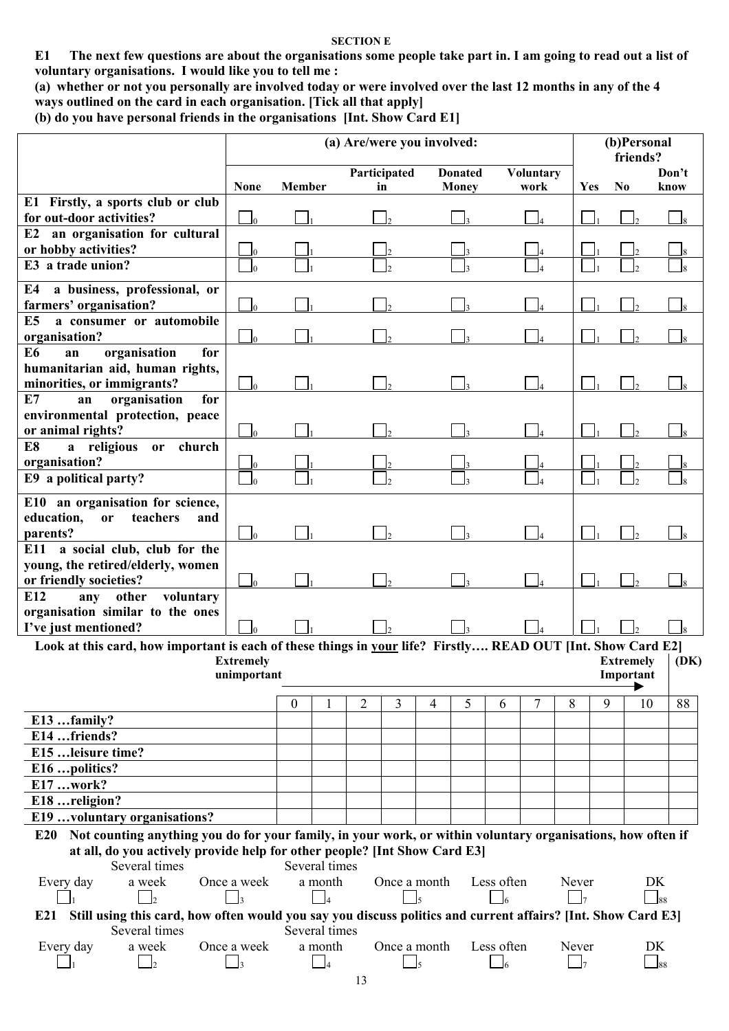**SECTION E**

**E1 The next few questions are about the organisations some people take part in. I am going to read out a list of voluntary organisations. I would like you to tell me :**

**(a) whether or not you personally are involved today or were involved over the last 12 months in any of the 4 ways outlined on the card in each organisation. [Tick all that apply]**

**(b) do you have personal friends in the organisations [Int. Show Card E1]**

| | (a) Are/were you involved: | | | | | (b)Personal friends? | | |
|---|---|---|---|---|---|---|---|---|
| | None | Member | Participated in | Donated Money | Voluntary work | Yes | No | Don't know |
| **E1 Firstly, a sports club or club for out-door activities?** | ☐0 | ☐1 | ☐2 | ☐3 | ☐4 | ☐1 | ☐2 | ☐8 |
| **E2 an organisation for cultural or hobby activities?** | ☐0 | ☐1 | ☐2 | ☐3 | ☐4 | ☐1 | ☐2 | ☐8 |
| **E3 a trade union?** | ☐0 | ☐1 | ☐2 | ☐3 | ☐4 | ☐1 | ☐2 | ☐8 |
| **E4 a business, professional, or farmers' organisation?** | ☐0 | ☐1 | ☐2 | ☐3 | ☐4 | ☐1 | ☐2 | ☐8 |
| **E5 a consumer or automobile organisation?** | ☐0 | ☐1 | ☐2 | ☐3 | ☐4 | ☐1 | ☐2 | ☐8 |
| **E6 an organisation for humanitarian aid, human rights, minorities, or immigrants?** | ☐0 | ☐1 | ☐2 | ☐3 | ☐4 | ☐1 | ☐2 | ☐8 |
| **E7 an organisation for environmental protection, peace or animal rights?** | ☐0 | ☐1 | ☐2 | ☐3 | ☐4 | ☐1 | ☐2 | ☐8 |
| **E8 a religious or church organisation?** | ☐0 | ☐1 | ☐2 | ☐3 | ☐4 | ☐1 | ☐2 | ☐8 |
| **E9 a political party?** | ☐0 | ☐1 | ☐2 | ☐3 | ☐4 | ☐1 | ☐2 | ☐8 |
| **E10 an organisation for science, education, or teachers and parents?** | ☐0 | ☐1 | ☐2 | ☐3 | ☐4 | ☐1 | ☐2 | ☐8 |
| **E11 a social club, club for the young, the retired/elderly, women or friendly societies?** | ☐0 | ☐1 | ☐2 | ☐3 | ☐4 | ☐1 | ☐2 | ☐8 |
| **E12 any other voluntary organisation similar to the ones I've just mentioned?** | ☐0 | ☐1 | ☐2 | ☐3 | ☐4 | ☐1 | ☐2 | ☐8 |

**Look at this card, how important is each of these things in your life? Firstly…. READ OUT [Int. Show Card E2]**

| | Extremely unimportant 0 | 1 | 2 | 3 | 4 | 5 | 6 | 7 | 8 | 9 | Extremely Important 10 | (DK) 88 |
|---|---|---|---|---|---|---|---|---|---|---|---|---|
| **E13 …family?** | | | | | | | | | | | | |
| **E14 …friends?** | | | | | | | | | | | | |
| **E15 …leisure time?** | | | | | | | | | | | | |
| **E16 …politics?** | | | | | | | | | | | | |
| **E17 …work?** | | | | | | | | | | | | |
| **E18 …religion?** | | | | | | | | | | | | |
| **E19 …voluntary organisations?** | | | | | | | | | | | | |

**E20 Not counting anything you do for your family, in your work, or within voluntary organisations, how often if at all, do you actively provide help for other people? [Int Show Card E3]**

| Every day | Several times a week | Once a week | Several times a month | Once a month | Less often | Never | DK |
|---|---|---|---|---|---|---|---|
| ☐1 | ☐2 | ☐3 | ☐4 | ☐5 | ☐6 | ☐7 | ☐88 |

**E21 Still using this card, how often would you say you discuss politics and current affairs? [Int. Show Card E3]**

| Every day | Several times a week | Once a week | Several times a month | Once a month | Less often | Never | DK |
|---|---|---|---|---|---|---|---|
| ☐1 | ☐2 | ☐3 | ☐4 | ☐5 | ☐6 | ☐7 | ☐88 |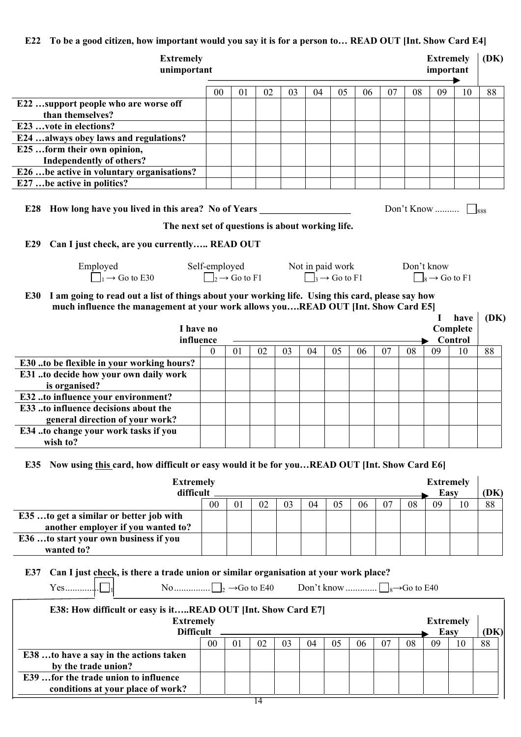**E22 To be a good citizen, how important would you say it is for a person to… READ OUT [Int. Show Card E4]**

| | Extremely unimportant 00 | 01 | 02 | 03 | 04 | 05 | 06 | 07 | 08 | 09 | Extremely important 10 | (DK) 88 |
|---|---|---|---|---|---|---|---|---|---|---|---|---|
| E22 …support people who are worse off than themselves? | | | | | | | | | | | | |
| E23 …vote in elections? | | | | | | | | | | | | |
| E24 …always obey laws and regulations? | | | | | | | | | | | | |
| E25 …form their own opinion, Independently of others? | | | | | | | | | | | | |
| E26 …be active in voluntary organisations? | | | | | | | | | | | | |
| E27 …be active in politics? | | | | | | | | | | | | |

**E28 How long have you lived in this area? No of Years** ____________ Don't Know .......... ☐888

**The next set of questions is about working life.**

**E29 Can I just check, are you currently….. READ OUT**

Employed ☐1 → Go to E30    Self-employed ☐2 → Go to F1    Not in paid work ☐3 → Go to F1    Don't know ☐8 → Go to F1

**E30 I am going to read out a list of things about your working life. Using this card, please say how much influence the management at your work allows you….READ OUT [Int. Show Card E5]**

| | I have no influence 0 | 01 | 02 | 03 | 04 | 05 | 06 | 07 | 08 | 09 | I have Complete Control 10 | (DK) 88 |
|---|---|---|---|---|---|---|---|---|---|---|---|---|
| E30 ..to be flexible in your working hours? | | | | | | | | | | | | |
| E31 ..to decide how your own daily work is organised? | | | | | | | | | | | | |
| E32 ..to influence your environment? | | | | | | | | | | | | |
| E33 ..to influence decisions about the general direction of your work? | | | | | | | | | | | | |
| E34 ..to change your work tasks if you wish to? | | | | | | | | | | | | |

**E35 Now using this card, how difficult or easy would it be for you…READ OUT [Int. Show Card E6]**

| | Extremely difficult 00 | 01 | 02 | 03 | 04 | 05 | 06 | 07 | 08 | 09 | Extremely Easy 10 | (DK) 88 |
|---|---|---|---|---|---|---|---|---|---|---|---|---|
| E35 …to get a similar or better job with another employer if you wanted to? | | | | | | | | | | | | |
| E36 …to start your own business if you wanted to? | | | | | | | | | | | | |

**E37 Can I just check, is there a trade union or similar organisation at your work place?**

Yes.............. ☐1    No............... ☐2 →Go to E40    Don't know ............. ☐8→Go to E40

**E38: How difficult or easy is it…..READ OUT [Int. Show Card E7]**

| | Extremely Difficult 00 | 01 | 02 | 03 | 04 | 05 | 06 | 07 | 08 | 09 | Extremely Easy 10 | (DK) 88 |
|---|---|---|---|---|---|---|---|---|---|---|---|---|
| E38 …to have a say in the actions taken by the trade union? | | | | | | | | | | | | |
| E39 …for the trade union to influence conditions at your place of work? | | | | | | | | | | | | |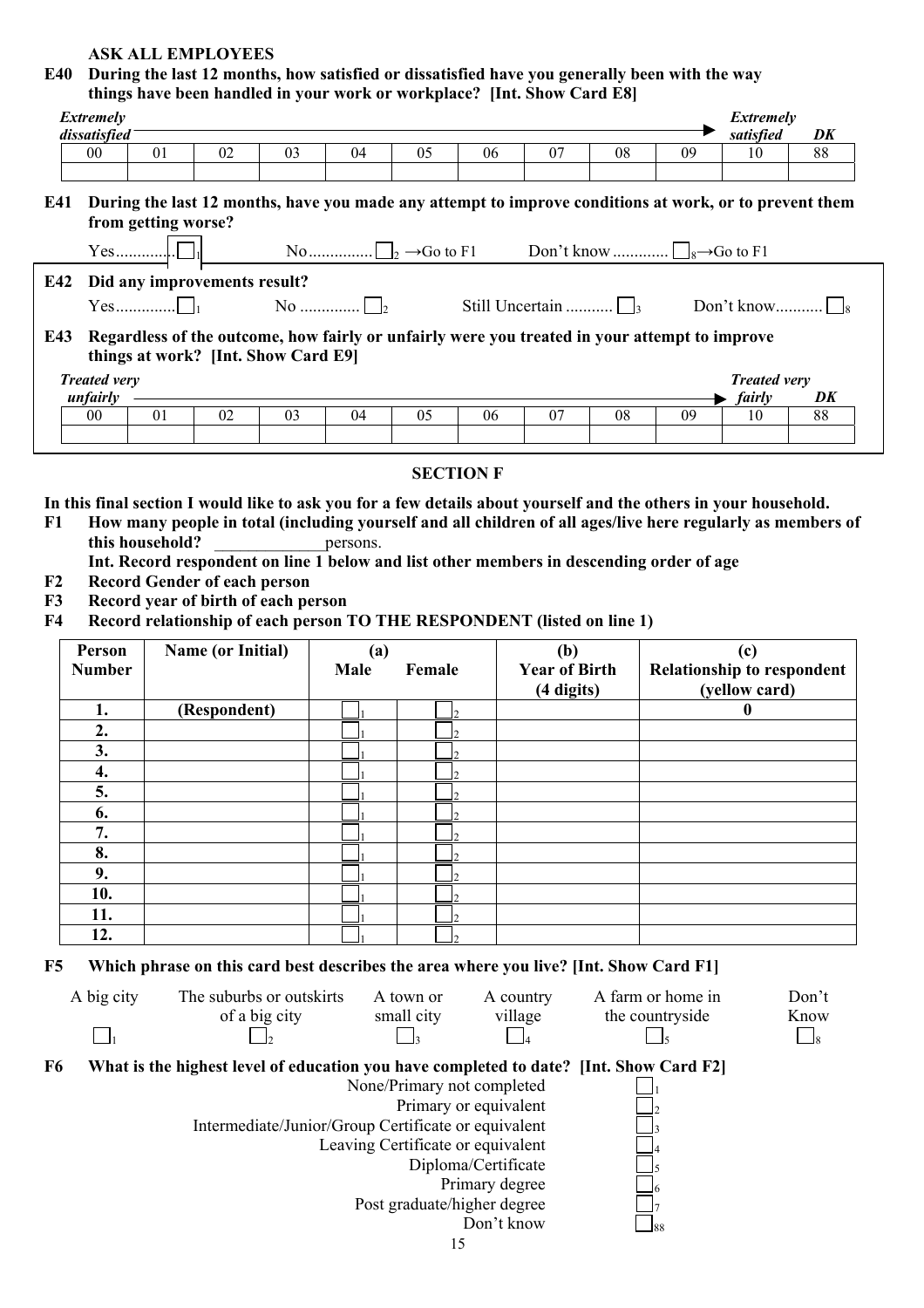**ASK ALL EMPLOYEES**

**E40 During the last 12 months, how satisfied or dissatisfied have you generally been with the way things have been handled in your work or workplace? [Int. Show Card E8]**

| *Extremely dissatisfied* | | | | | | | | | | *Extremely satisfied* | *DK* |
|---|---|---|---|---|---|---|---|---|---|---|---|
| 00 | 01 | 02 | 03 | 04 | 05 | 06 | 07 | 08 | 09 | 10 | 88 |
| | | | | | | | | | | | |

**E41 During the last 12 months, have you made any attempt to improve conditions at work, or to prevent them from getting worse?**

Yes.............. ☐1 No.............. ☐2 →Go to F1 Don't know............ ☐8→Go to F1

**E42 Did any improvements result?**

Yes............. ☐1 No ............. ☐2 Still Uncertain ........... ☐3 Don't know........... ☐8

**E43 Regardless of the outcome, how fairly or unfairly were you treated in your attempt to improve things at work? [Int. Show Card E9]**

| *Treated very unfairly* | | | | | | | | | | *Treated very fairly* | *DK* |
|---|---|---|---|---|---|---|---|---|---|---|---|
| 00 | 01 | 02 | 03 | 04 | 05 | 06 | 07 | 08 | 09 | 10 | 88 |
| | | | | | | | | | | | |

## SECTION F

**In this final section I would like to ask you for a few details about yourself and the others in your household.**

**F1 How many people in total (including yourself and all children of all ages/live here regularly as members of this household?** _____________persons.

**Int. Record respondent on line 1 below and list other members in descending order of age**

**F2 Record Gender of each person**

**F3 Record year of birth of each person**

**F4 Record relationship of each person TO THE RESPONDENT (listed on line 1)**

| Person Number | Name (or Initial) | (a) Male | Female | (b) Year of Birth (4 digits) | (c) Relationship to respondent (yellow card) |
|---|---|---|---|---|---|
| **1.** | **(Respondent)** | ☐1 | ☐2 | | **0** |
| **2.** | | ☐1 | ☐2 | | |
| **3.** | | ☐1 | ☐2 | | |
| **4.** | | ☐1 | ☐2 | | |
| **5.** | | ☐1 | ☐2 | | |
| **6.** | | ☐1 | ☐2 | | |
| **7.** | | ☐1 | ☐2 | | |
| **8.** | | ☐1 | ☐2 | | |
| **9.** | | ☐1 | ☐2 | | |
| **10.** | | ☐1 | ☐2 | | |
| **11.** | | ☐1 | ☐2 | | |
| **12.** | | ☐1 | ☐2 | | |

**F5 Which phrase on this card best describes the area where you live? [Int. Show Card F1]**

| A big city | The suburbs or outskirts of a big city | A town or small city | A country village | A farm or home in the countryside | Don't Know |
|---|---|---|---|---|---|
| ☐1 | ☐2 | ☐3 | ☐4 | ☐5 | ☐8 |

**F6 What is the highest level of education you have completed to date? [Int. Show Card F2]**

- None/Primary not completed ☐1
- Primary or equivalent ☐2
- Intermediate/Junior/Group Certificate or equivalent ☐3
- Leaving Certificate or equivalent ☐4
- Diploma/Certificate ☐5
- Primary degree ☐6
- Post graduate/higher degree ☐7
- Don't know ☐88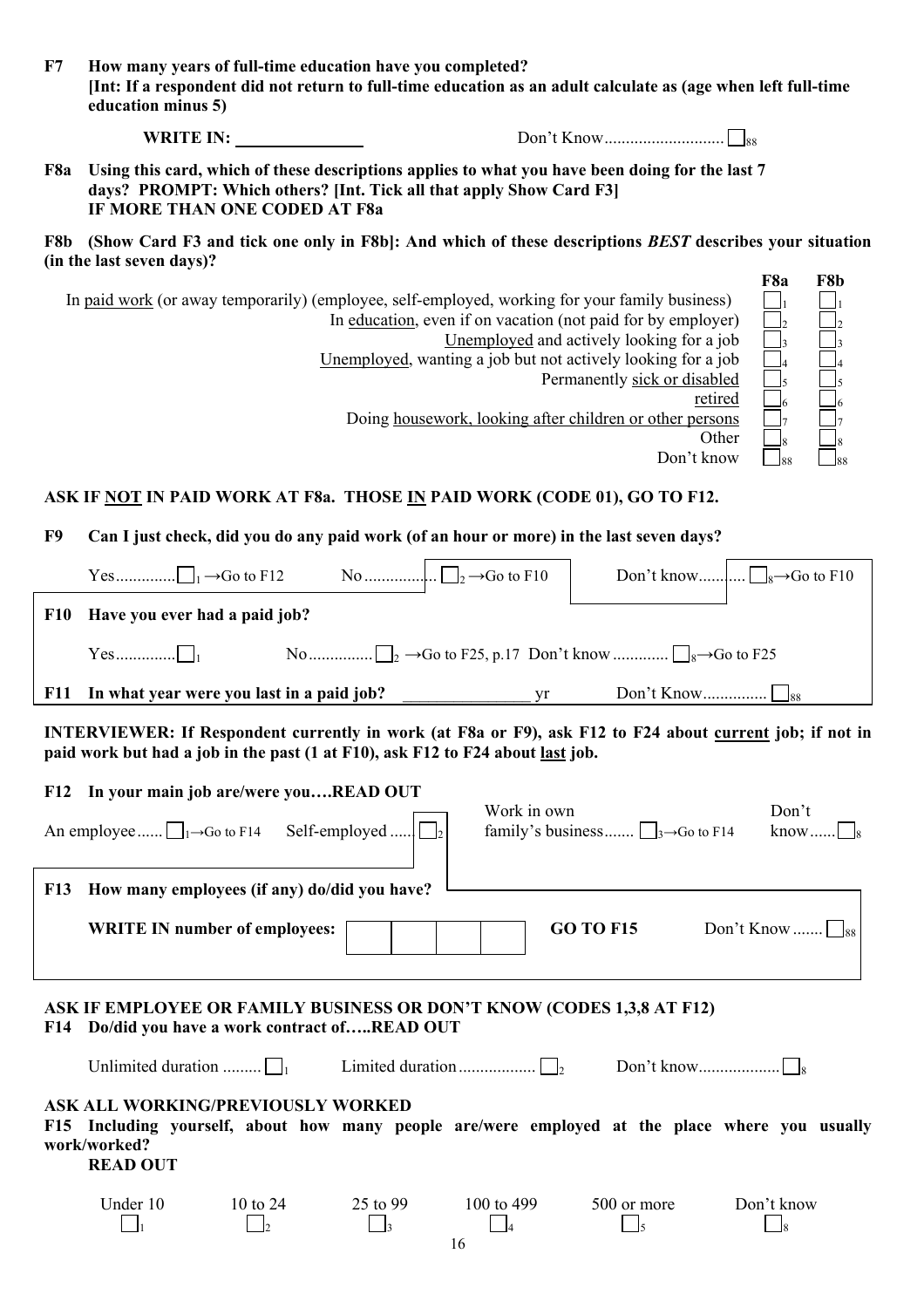**F7 How many years of full-time education have you completed?**
**[Int: If a respondent did not return to full-time education as an adult calculate as (age when left full-time education minus 5)**

**WRITE IN:** ______________ Don't Know............................ ☐88

**F8a Using this card, which of these descriptions applies to what you have been doing for the last 7 days? PROMPT: Which others? [Int. Tick all that apply Show Card F3]**
**IF MORE THAN ONE CODED AT F8a**

**F8b (Show Card F3 and tick one only in F8b]: And which of these descriptions *BEST* describes your situation (in the last seven days)?**

| | F8a | F8b |
|---|---|---|
| In paid work (or away temporarily) (employee, self-employed, working for your family business) | ☐1 | ☐1 |
| In education, even if on vacation (not paid for by employer) | ☐2 | ☐2 |
| Unemployed and actively looking for a job | ☐3 | ☐3 |
| Unemployed, wanting a job but not actively looking for a job | ☐4 | ☐4 |
| Permanently sick or disabled | ☐5 | ☐5 |
| retired | ☐6 | ☐6 |
| Doing housework, looking after children or other persons | ☐7 | ☐7 |
| Other | ☐8 | ☐8 |
| Don't know | ☐88 | ☐88 |

**ASK IF NOT IN PAID WORK AT F8a. THOSE IN PAID WORK (CODE 01), GO TO F12.**

**F9 Can I just check, did you do any paid work (of an hour or more) in the last seven days?**

Yes.............. ☐1 →Go to F12 No................. ☐2 →Go to F10 Don't know............ ☐8→Go to F10

**F10 Have you ever had a paid job?**

Yes.............. ☐1 No.............. ☐2 →Go to F25, p.17 Don't know............. ☐8→Go to F25

**F11 In what year were you last in a paid job?** _______________ yr Don't Know............... ☐88

**INTERVIEWER: If Respondent currently in work (at F8a or F9), ask F12 to F24 about current job; if not in paid work but had a job in the past (1 at F10), ask F12 to F24 about last job.**

**F12 In your main job are/were you….READ OUT**

An employee...... ☐1→Go to F14 Self-employed ...... ☐2 Work in own family's business....... ☐3→Go to F14 Don't know...... ☐8

**F13 How many employees (if any) do/did you have?**

**WRITE IN number of employees:** ☐☐☐☐ **GO TO F15** Don't Know ....... ☐88

**ASK IF EMPLOYEE OR FAMILY BUSINESS OR DON'T KNOW (CODES 1,3,8 AT F12)**
**F14 Do/did you have a work contract of…..READ OUT**

Unlimited duration ......... ☐1 Limited duration.................. ☐2 Don't know.................. ☐8

**ASK ALL WORKING/PREVIOUSLY WORKED**
**F15 Including yourself, about how many people are/were employed at the place where you usually work/worked?**
**READ OUT**

| Under 10 | 10 to 24 | 25 to 99 | 100 to 499 | 500 or more | Don't know |
|---|---|---|---|---|---|
| ☐1 | ☐2 | ☐3 | ☐4 | ☐5 | ☐8 |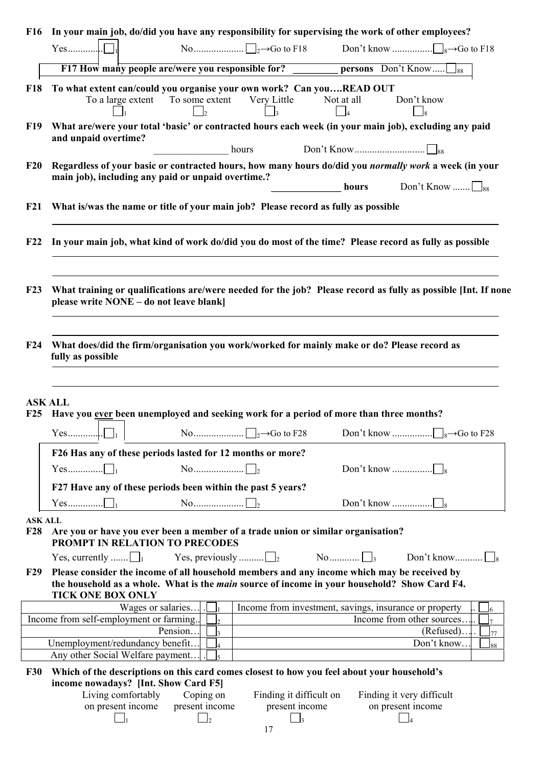**F16 In your main job, do/did you have any responsibility for supervising the work of other employees?**

Yes.............☐1 No...................☐2→Go to F18 Don't know ................☐8→Go to F18

**F17 How many people are/were you responsible for? _________ persons** Don't Know.....☐88

**F18 To what extent can/could you organise your own work? Can you….READ OUT**

| To a large extent | To some extent | Very Little | Not at all | Don't know |
|---|---|---|---|---|
| ☐1 | ☐2 | ☐3 | ☐4 | ☐8 |

**F19 What are/were your total 'basic' or contracted hours each week (in your main job), excluding any paid and unpaid overtime?**

_______________ hours Don't Know...........................☐88

**F20 Regardless of your basic or contracted hours, how many hours do/did you *normally work* a week (in your main job), including any paid or unpaid overtime.?**

**______________ hours** Don't Know .......☐88

**F21 What is/was the name or title of your main job? Please record as fully as possible**

______________________________________________________________________

**F22 In your main job, what kind of work do/did you do most of the time? Please record as fully as possible**

______________________________________________________________________

______________________________________________________________________

**F23 What training or qualifications are/were needed for the job? Please record as fully as possible [Int. If none please write NONE – do not leave blank]**

______________________________________________________________________

______________________________________________________________________

**F24 What does/did the firm/organisation you work/worked for mainly make or do? Please record as fully as possible**

______________________________________________________________________

______________________________________________________________________

**ASK ALL**

**F25 Have you ever been unemployed and seeking work for a period of more than three months?**

Yes.............☐1 No...................☐2→Go to F28 Don't know ................☐8→Go to F28

**F26 Has any of these periods lasted for 12 months or more?**

Yes.............☐1 No...................☐2 Don't know ................☐8

**F27 Have any of these periods been within the past 5 years?**

Yes.............☐1 No...................☐2 Don't know ................☐8

**ASK ALL**

**F28 Are you or have you ever been a member of a trade union or similar organisation?**
**PROMPT IN RELATION TO PRECODES**

Yes, currently .......☐1 Yes, previously ..........☐2 No...........☐3 Don't know..........☐8

**F29 Please consider the income of all household members and any income which may be received by the household as a whole. What is the *main* source of income in your household? Show Card F4. TICK ONE BOX ONLY**

| | | | |
|---|---|---|---|
| Wages or salaries… | ☐1 | Income from investment, savings, insurance or property | ☐6 |
| Income from self-employment or farming.. | ☐2 | Income from other sources…. | ☐7 |
| Pension… | ☐3 | (Refused)…. | ☐77 |
| Unemployment/redundancy benefit… | ☐4 | Don't know… | ☐88 |
| Any other Social Welfare payment… | ☐5 | | |

**F30 Which of the descriptions on this card comes closest to how you feel about your household's income nowadays? [Int. Show Card F5]**

| Living comfortably on present income | Coping on present income | Finding it difficult on present income | Finding it very difficult on present income |
|---|---|---|---|
| ☐1 | ☐2 | ☐3 | ☐4 |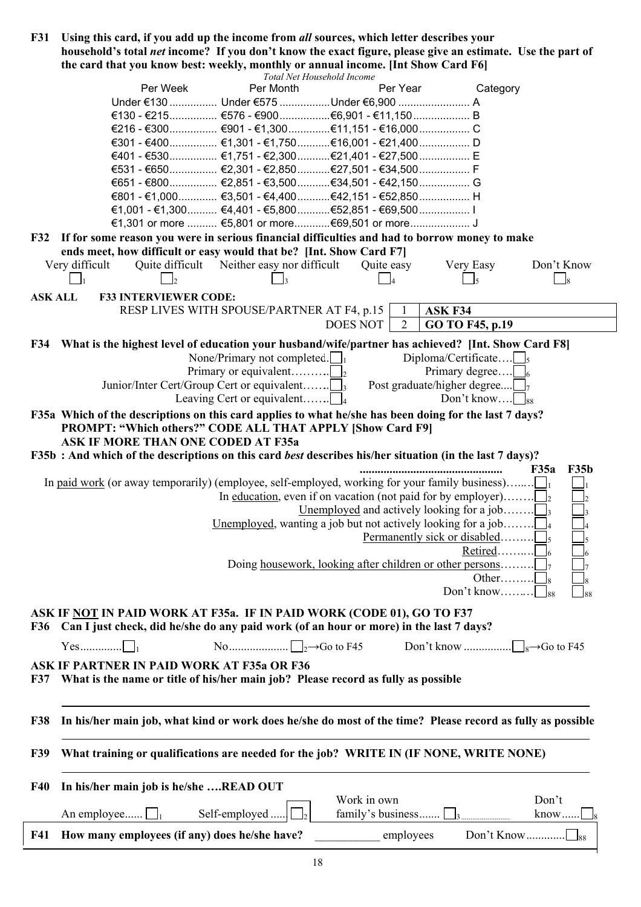**F31 Using this card, if you add up the income from *all* sources, which letter describes your household's total *net* income? If you don't know the exact figure, please give an estimate. Use the part of the card that you know best: weekly, monthly or annual income. [Int Show Card F6]**

*Total Net Household Income*

| Per Week | Per Month | Per Year | Category |
|---|---|---|---|
| Under €130 | Under €575 | Under €6,900 | A |
| €130 - €215 | €576 - €900 | €6,901 - €11,150 | B |
| €216 - €300 | €901 - €1,300 | €11,151 - €16,000 | C |
| €301 - €400 | €1,301 - €1,750 | €16,001 - €21,400 | D |
| €401 - €530 | €1,751 - €2,300 | €21,401 - €27,500 | E |
| €531 - €650 | €2,301 - €2,850 | €27,501 - €34,500 | F |
| €651 - €800 | €2,851 - €3,500 | €34,501 - €42,150 | G |
| €801 - €1,000 | €3,501 - €4,400 | €42,151 - €52,850 | H |
| €1,001 - €1,300 | €4,401 - €5,800 | €52,851 - €69,500 | I |
| €1,301 or more | €5,801 or more | €69,501 or more | J |

**F32 If for some reason you were in serious financial difficulties and had to borrow money to make ends meet, how difficult or easy would that be? [Int. Show Card F7]**

| Very difficult | Quite difficult | Neither easy nor difficult | Quite easy | Very Easy | Don't Know |
|---|---|---|---|---|---|
| ☐1 | ☐2 | ☐3 | ☐4 | ☐5 | ☐8 |

**ASK ALL F33 INTERVIEWER CODE:**

| | | |
|---|---|---|
| RESP LIVES WITH SPOUSE/PARTNER AT F4, p.15 | 1 | **ASK F34** |
| DOES NOT | 2 | **GO TO F45, p.19** |

**F34 What is the highest level of education your husband/wife/partner has achieved? [Int. Show Card F8]**

- None/Primary not completed ☐1
- Primary or equivalent ☐2
- Junior/Inter Cert/Group Cert or equivalent ☐3
- Leaving Cert or equivalent ☐4
- Diploma/Certificate ☐5
- Primary degree ☐6
- Post graduate/higher degree ☐7
- Don't know ☐88

**F35a Which of the descriptions on this card applies to what he/she has been doing for the last 7 days? PROMPT: "Which others?" CODE ALL THAT APPLY [Show Card F9]**

**ASK IF MORE THAN ONE CODED AT F35a**

**F35b : And which of the descriptions on this card *best* describes his/her situation (in the last 7 days)?**

| | F35a | F35b |
|---|---|---|
| In paid work (or away temporarily) (employee, self-employed, working for your family business) | ☐1 | ☐1 |
| In education, even if on vacation (not paid for by employer) | ☐2 | ☐2 |
| Unemployed and actively looking for a job | ☐3 | ☐3 |
| Unemployed, wanting a job but not actively looking for a job | ☐4 | ☐4 |
| Permanently sick or disabled | ☐5 | ☐5 |
| Retired | ☐6 | ☐6 |
| Doing housework, looking after children or other persons | ☐7 | ☐7 |
| Other | ☐8 | ☐8 |
| Don't know | ☐88 | ☐88 |

**ASK IF NOT IN PAID WORK AT F35a. IF IN PAID WORK (CODE 01), GO TO F37**

**F36 Can I just check, did he/she do any paid work (of an hour or more) in the last 7 days?**

Yes ☐1 No ☐2 →Go to F45 Don't know ☐8 →Go to F45

**ASK IF PARTNER IN PAID WORK AT F35a OR F36**

**F37 What is the name or title of his/her main job? Please record as fully as possible**

______________________________________________

**F38 In his/her main job, what kind or work does he/she do most of the time? Please record as fully as possible**

______________________________________________

**F39 What training or qualifications are needed for the job? WRITE IN (IF NONE, WRITE NONE)**

______________________________________________

**F40 In his/her main job is he/she ….READ OUT**

An employee ☐1 Self-employed ☐2 Work in own family's business ☐3 Don't know ☐8

**F41 How many employees (if any) does he/she have?** __________ employees Don't Know ☐88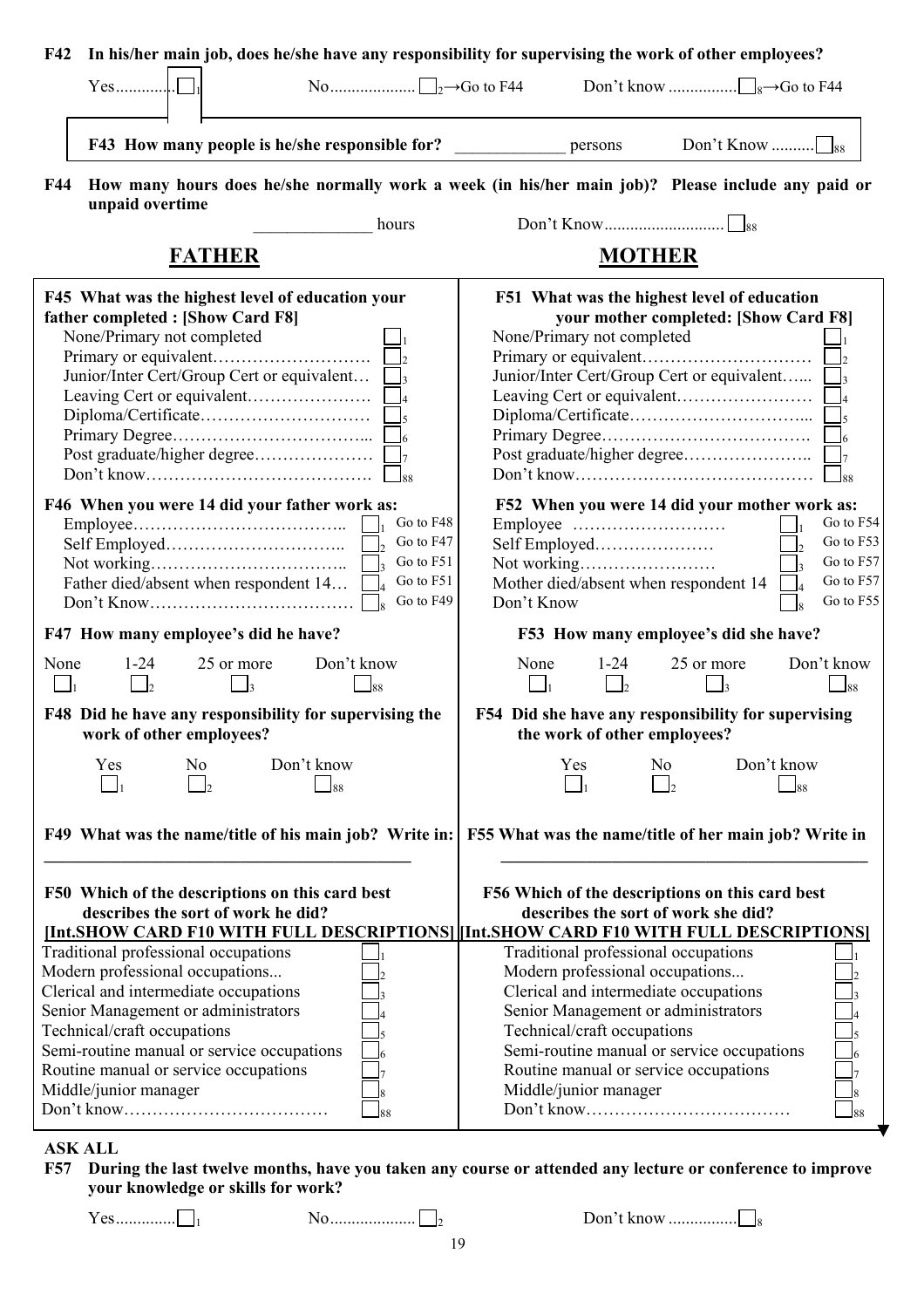**F42 In his/her main job, does he/she have any responsibility for supervising the work of other employees?**

Yes.............☐[1]    No...................☐[2]→Go to F44    Don't know ...............☐[8]→Go to F44

> **F43 How many people is he/she responsible for?** _____________ persons    Don't Know ..........☐[88]

**F44 How many hours does he/she normally work a week (in his/her main job)? Please include any paid or unpaid overtime**

______________ hours    Don't Know............................☐[88]

## FATHER

**F45 What was the highest level of education your father completed : [Show Card F8]**

- None/Primary not completed ☐[1]
- Primary or equivalent………………………. ☐[2]
- Junior/Inter Cert/Group Cert or equivalent… ☐[3]
- Leaving Cert or equivalent…………………. ☐[4]
- Diploma/Certificate………………………… ☐[5]
- Primary Degree……………………………... ☐[6]
- Post graduate/higher degree………………… ☐[7]
- Don't know…………………………………. ☐[88]

**F46 When you were 14 did your father work as:**

- Employee……………………………….. ☐[1] Go to F48
- Self Employed………………………….. ☐[2] Go to F47
- Not working…………………………….. ☐[3] Go to F51
- Father died/absent when respondent 14… ☐[4] Go to F51
- Don't Know……………………………… ☐[8] Go to F49

**F47 How many employee's did he have?**

None ☐[1]    1-24 ☐[2]    25 or more ☐[3]    Don't know ☐[88]

**F48 Did he have any responsibility for supervising the work of other employees?**

Yes ☐[1]    No ☐[2]    Don't know ☐[88]

**F49 What was the name/title of his main job? Write in:**

___________________________________________

**F50 Which of the descriptions on this card best describes the sort of work he did?**
**[Int.SHOW CARD F10 WITH FULL DESCRIPTIONS]**

- Traditional professional occupations ☐[1]
- Modern professional occupations... ☐[2]
- Clerical and intermediate occupations ☐[3]
- Senior Management or administrators ☐[4]
- Technical/craft occupations ☐[5]
- Semi-routine manual or service occupations ☐[6]
- Routine manual or service occupations ☐[7]
- Middle/junior manager ☐[8]
- Don't know……………………………… ☐[88]

## MOTHER

**F51 What was the highest level of education your mother completed: [Show Card F8]**

- None/Primary not completed ☐[1]
- Primary or equivalent………………………… ☐[2]
- Junior/Inter Cert/Group Cert or equivalent…... ☐[3]
- Leaving Cert or equivalent…………………… ☐[4]
- Diploma/Certificate…………………………... ☐[5]
- Primary Degree………………………………. ☐[6]
- Post graduate/higher degree………………….. ☐[7]
- Don't know…………………………………… ☐[88]

**F52 When you were 14 did your mother work as:**

- Employee ……………………… ☐[1] Go to F54
- Self Employed………………… ☐[2] Go to F53
- Not working…………………… ☐[3] Go to F57
- Mother died/absent when respondent 14 ☐[4] Go to F57
- Don't Know ☐[8] Go to F55

**F53 How many employee's did she have?**

None ☐[1]    1-24 ☐[2]    25 or more ☐[3]    Don't know ☐[88]

**F54 Did she have any responsibility for supervising the work of other employees?**

Yes ☐[1]    No ☐[2]    Don't know ☐[88]

**F55 What was the name/title of her main job? Write in**

___________________________________________

**F56 Which of the descriptions on this card best describes the sort of work she did?**
**[Int.SHOW CARD F10 WITH FULL DESCRIPTIONS]**

- Traditional professional occupations ☐[1]
- Modern professional occupations... ☐[2]
- Clerical and intermediate occupations ☐[3]
- Senior Management or administrators ☐[4]
- Technical/craft occupations ☐[5]
- Semi-routine manual or service occupations ☐[6]
- Routine manual or service occupations ☐[7]
- Middle/junior manager ☐[8]
- Don't know……………………………… ☐[88]

**ASK ALL**

**F57 During the last twelve months, have you taken any course or attended any lecture or conference to improve your knowledge or skills for work?**

Yes.............☐[1]    No...................☐[2]    Don't know ...............☐[8]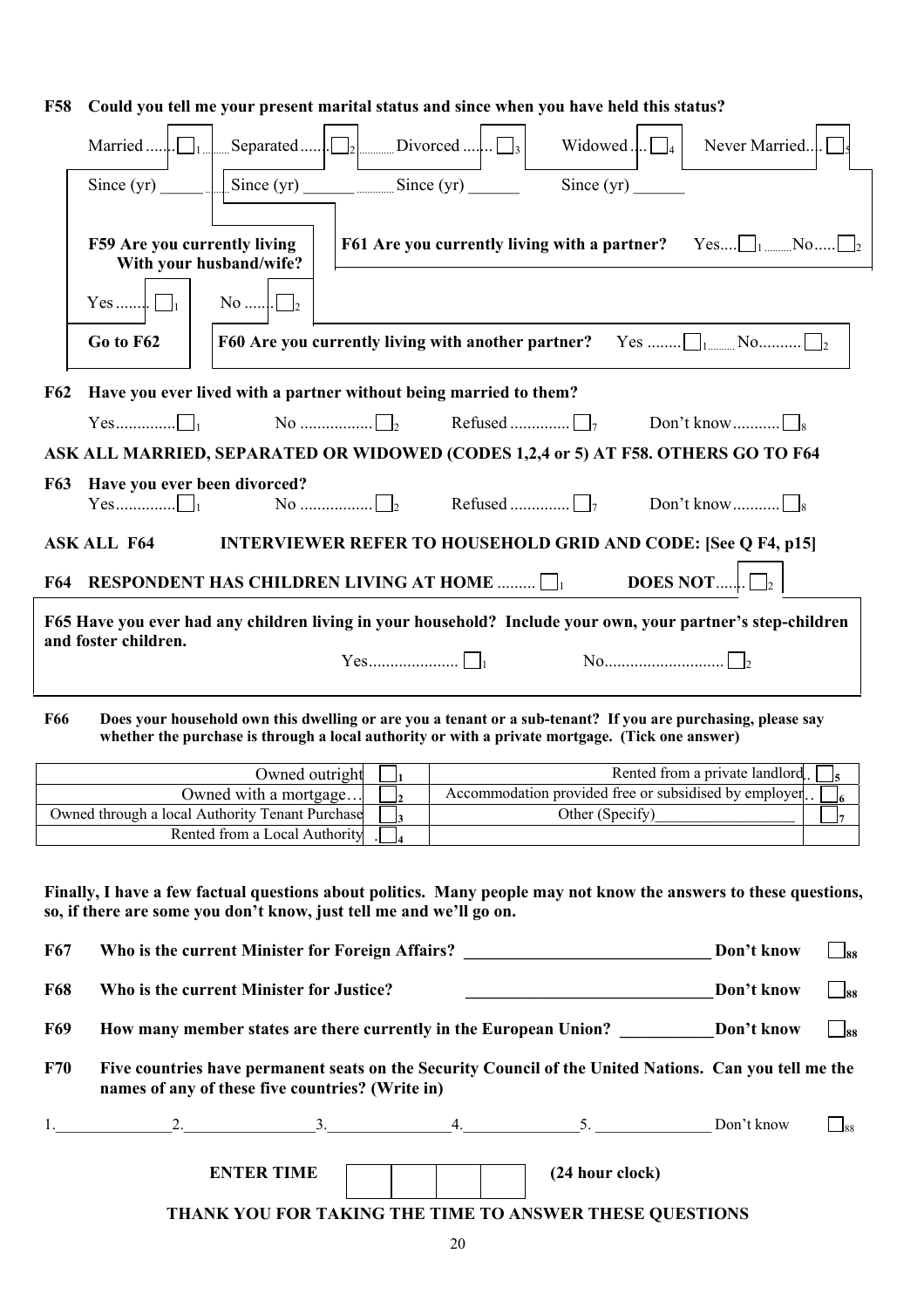**F58 Could you tell me your present marital status and since when you have held this status?**

Married ....... ☐1 Separated ....... ☐2 Divorced ....... ☐3 Widowed .... ☐4 Never Married.... ☐5

Since (yr) ______ Since (yr) ______ Since (yr) ______ Since (yr) ______

**F59 Are you currently living With your husband/wife?**

Yes ........ ☐1 No ....... ☐2

**Go to F62**

**F60 Are you currently living with another partner?** Yes ........ ☐1 No.......... ☐2

**F61 Are you currently living with a partner?** Yes.... ☐1 No..... ☐2

**F62 Have you ever lived with a partner without being married to them?**

Yes.............. ☐1 No ................. ☐2 Refused .............. ☐7 Don't know........... ☐8

**ASK ALL MARRIED, SEPARATED OR WIDOWED (CODES 1,2,4 or 5) AT F58. OTHERS GO TO F64**

**F63 Have you ever been divorced?**

Yes.............. ☐1 No ................. ☐2 Refused .............. ☐7 Don't know........... ☐8

**ASK ALL F64 INTERVIEWER REFER TO HOUSEHOLD GRID AND CODE: [See Q F4, p15]**

**F64 RESPONDENT HAS CHILDREN LIVING AT HOME** ......... ☐1 **DOES NOT**....... ☐2

**F65 Have you ever had any children living in your household? Include your own, your partner's step-children and foster children.**

Yes..................... ☐1 No............................ ☐2

**F66 Does your household own this dwelling or are you a tenant or a sub-tenant? If you are purchasing, please say whether the purchase is through a local authority or with a private mortgage. (Tick one answer)**

| | | | |
|---|---|---|---|
| Owned outright | ☐1 | Rented from a private landlord.. | ☐5 |
| Owned with a mortgage… | ☐2 | Accommodation provided free or subsidised by employer.. | ☐6 |
| Owned through a local Authority Tenant Purchase | ☐3 | Other (Specify)__________________ | ☐7 |
| Rented from a Local Authority | ☐4 | | |

**Finally, I have a few factual questions about politics. Many people may not know the answers to these questions, so, if there are some you don't know, just tell me and we'll go on.**

**F67 Who is the current Minister for Foreign Affairs?** ______________________________ **Don't know** ☐88

**F68 Who is the current Minister for Justice?** ______________________________ **Don't know** ☐88

**F69 How many member states are there currently in the European Union?** ___________ **Don't know** ☐88

**F70 Five countries have permanent seats on the Security Council of the United Nations. Can you tell me the names of any of these five countries? (Write in)**

1.______________ 2.________________ 3.________________ 4.______________ 5. ______________ Don't know ☐88

**ENTER TIME** ☐☐☐☐ **(24 hour clock)**

**THANK YOU FOR TAKING THE TIME TO ANSWER THESE QUESTIONS**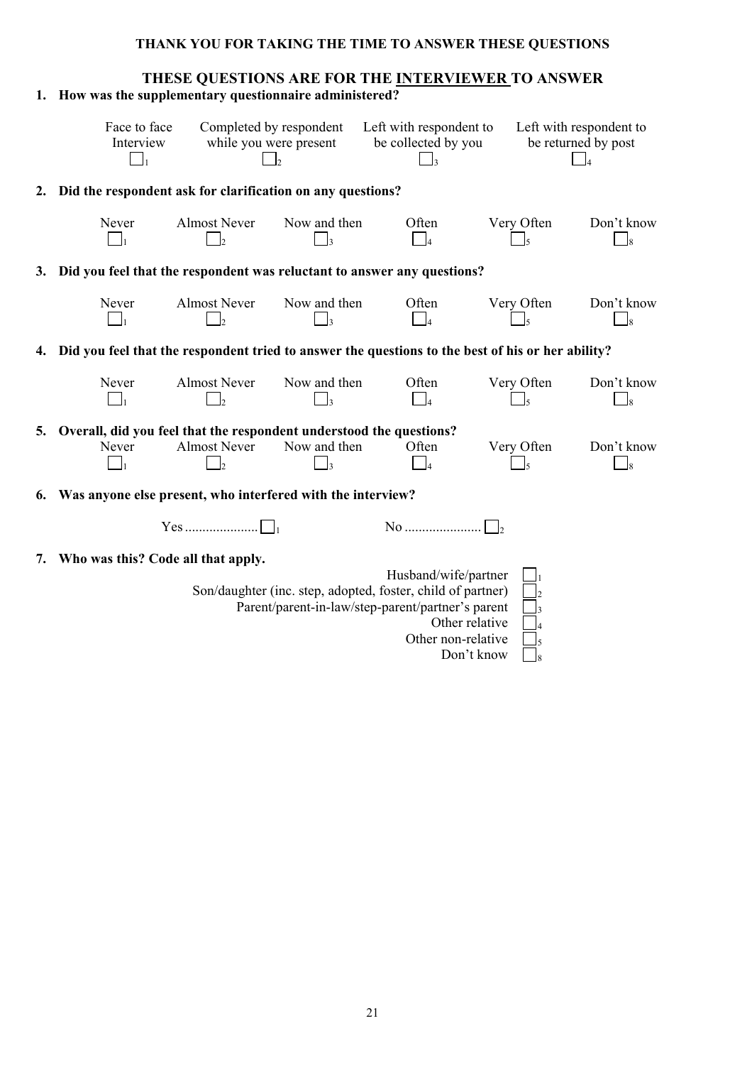**THANK YOU FOR TAKING THE TIME TO ANSWER THESE QUESTIONS**

**THESE QUESTIONS ARE FOR THE INTERVIEWER TO ANSWER**

**1. How was the supplementary questionnaire administered?**

| Face to face Interview | Completed by respondent while you were present | Left with respondent to be collected by you | Left with respondent to be returned by post |
|---|---|---|---|
| ☐ 1 | ☐ 2 | ☐ 3 | ☐ 4 |

**2. Did the respondent ask for clarification on any questions?**

| Never | Almost Never | Now and then | Often | Very Often | Don't know |
|---|---|---|---|---|---|
| ☐ 1 | ☐ 2 | ☐ 3 | ☐ 4 | ☐ 5 | ☐ 8 |

**3. Did you feel that the respondent was reluctant to answer any questions?**

| Never | Almost Never | Now and then | Often | Very Often | Don't know |
|---|---|---|---|---|---|
| ☐ 1 | ☐ 2 | ☐ 3 | ☐ 4 | ☐ 5 | ☐ 8 |

**4. Did you feel that the respondent tried to answer the questions to the best of his or her ability?**

| Never | Almost Never | Now and then | Often | Very Often | Don't know |
|---|---|---|---|---|---|
| ☐ 1 | ☐ 2 | ☐ 3 | ☐ 4 | ☐ 5 | ☐ 8 |

**5. Overall, did you feel that the respondent understood the questions?**

| Never | Almost Never | Now and then | Often | Very Often | Don't know |
|---|---|---|---|---|---|
| ☐ 1 | ☐ 2 | ☐ 3 | ☐ 4 | ☐ 5 | ☐ 8 |

**6. Was anyone else present, who interfered with the interview?**

Yes .................... ☐ 1 No ..................... ☐ 2

**7. Who was this? Code all that apply.**

- Husband/wife/partner ☐ 1
- Son/daughter (inc. step, adopted, foster, child of partner) ☐ 2
- Parent/parent-in-law/step-parent/partner's parent ☐ 3
- Other relative ☐ 4
- Other non-relative ☐ 5
- Don't know ☐ 8